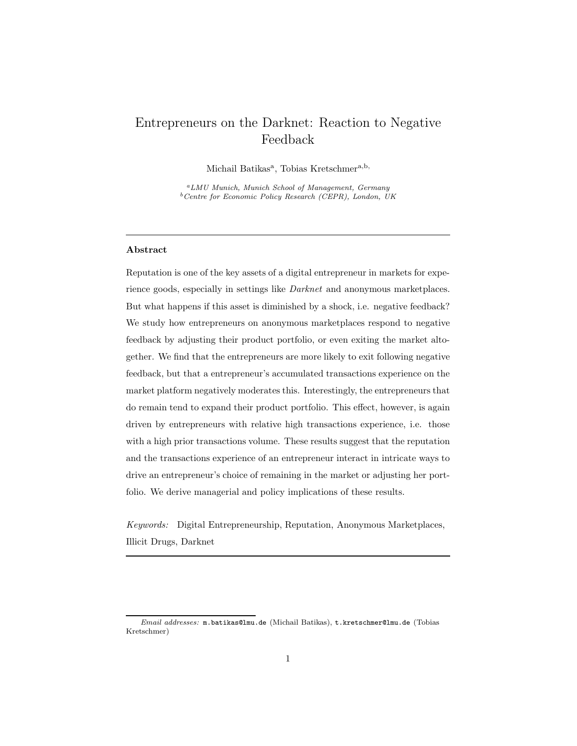# Entrepreneurs on the Darknet: Reaction to Negative Feedback

Michail Batikas[a], Tobias Kretschmer[a,b,]

[a] *LMU Munich, Munich School of Management, Germany*
[b] *Centre for Economic Policy Research (CEPR), London, UK*

---

### Abstract

Reputation is one of the key assets of a digital entrepreneur in markets for experience goods, especially in settings like *Darknet* and anonymous marketplaces. But what happens if this asset is diminished by a shock, i.e. negative feedback? We study how entrepreneurs on anonymous marketplaces respond to negative feedback by adjusting their product portfolio, or even exiting the market altogether. We find that the entrepreneurs are more likely to exit following negative feedback, but that a entrepreneur's accumulated transactions experience on the market platform negatively moderates this. Interestingly, the entrepreneurs that do remain tend to expand their product portfolio. This effect, however, is again driven by entrepreneurs with relative high transactions experience, i.e. those with a high prior transactions volume. These results suggest that the reputation and the transactions experience of an entrepreneur interact in intricate ways to drive an entrepreneur's choice of remaining in the market or adjusting her portfolio. We derive managerial and policy implications of these results.

*Keywords:* Digital Entrepreneurship, Reputation, Anonymous Marketplaces, Illicit Drugs, Darknet

---

*Email addresses:* m.batikas@lmu.de (Michail Batikas), t.kretschmer@lmu.de (Tobias Kretschmer)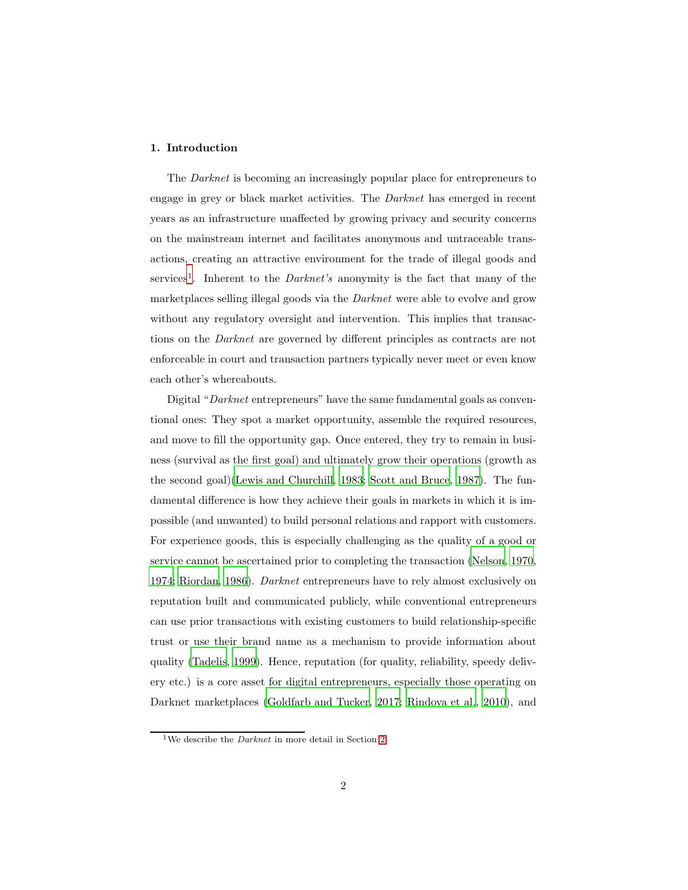## 1. Introduction

The *Darknet* is becoming an increasingly popular place for entrepreneurs to engage in grey or black market activities. The *Darknet* has emerged in recent years as an infrastructure unaffected by growing privacy and security concerns on the mainstream internet and facilitates anonymous and untraceable transactions, creating an attractive environment for the trade of illegal goods and services[1]. Inherent to the *Darknet's* anonymity is the fact that many of the marketplaces selling illegal goods via the *Darknet* were able to evolve and grow without any regulatory oversight and intervention. This implies that transactions on the *Darknet* are governed by different principles as contracts are not enforceable in court and transaction partners typically never meet or even know each other's whereabouts.

Digital "*Darknet* entrepreneurs" have the same fundamental goals as conventional ones: They spot a market opportunity, assemble the required resources, and move to fill the opportunity gap. Once entered, they try to remain in business (survival as the first goal) and ultimately grow their operations (growth as the second goal)(Lewis and Churchill, 1983; Scott and Bruce, 1987). The fundamental difference is how they achieve their goals in markets in which it is impossible (and unwanted) to build personal relations and rapport with customers. For experience goods, this is especially challenging as the quality of a good or service cannot be ascertained prior to completing the transaction (Nelson, 1970, 1974; Riordan, 1986). *Darknet* entrepreneurs have to rely almost exclusively on reputation built and communicated publicly, while conventional entrepreneurs can use prior transactions with existing customers to build relationship-specific trust or use their brand name as a mechanism to provide information about quality (Tadelis, 1999). Hence, reputation (for quality, reliability, speedy delivery etc.) is a core asset for digital entrepreneurs, especially those operating on Darknet marketplaces (Goldfarb and Tucker, 2017; Rindova et al., 2010), and

[1] We describe the *Darknet* in more detail in Section 2.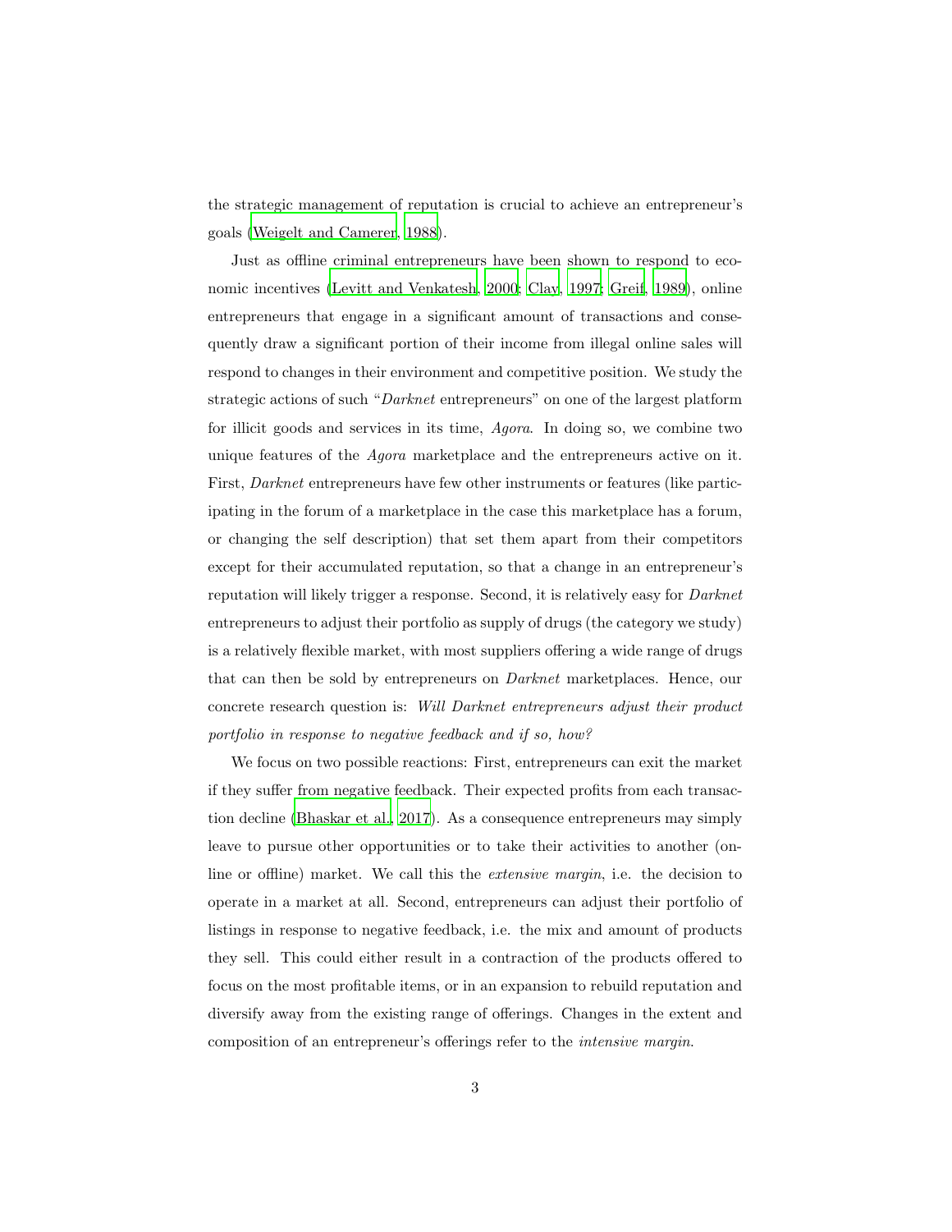the strategic management of reputation is crucial to achieve an entrepreneur's goals (Weigelt and Camerer, 1988).

Just as offline criminal entrepreneurs have been shown to respond to economic incentives (Levitt and Venkatesh, 2000; Clay, 1997; Greif, 1989), online entrepreneurs that engage in a significant amount of transactions and consequently draw a significant portion of their income from illegal online sales will respond to changes in their environment and competitive position. We study the strategic actions of such "*Darknet* entrepreneurs" on one of the largest platform for illicit goods and services in its time, *Agora*. In doing so, we combine two unique features of the *Agora* marketplace and the entrepreneurs active on it. First, *Darknet* entrepreneurs have few other instruments or features (like participating in the forum of a marketplace in the case this marketplace has a forum, or changing the self description) that set them apart from their competitors except for their accumulated reputation, so that a change in an entrepreneur's reputation will likely trigger a response. Second, it is relatively easy for *Darknet* entrepreneurs to adjust their portfolio as supply of drugs (the category we study) is a relatively flexible market, with most suppliers offering a wide range of drugs that can then be sold by entrepreneurs on *Darknet* marketplaces. Hence, our concrete research question is: *Will Darknet entrepreneurs adjust their product portfolio in response to negative feedback and if so, how?*

We focus on two possible reactions: First, entrepreneurs can exit the market if they suffer from negative feedback. Their expected profits from each transaction decline (Bhaskar et al., 2017). As a consequence entrepreneurs may simply leave to pursue other opportunities or to take their activities to another (online or offline) market. We call this the *extensive margin*, i.e. the decision to operate in a market at all. Second, entrepreneurs can adjust their portfolio of listings in response to negative feedback, i.e. the mix and amount of products they sell. This could either result in a contraction of the products offered to focus on the most profitable items, or in an expansion to rebuild reputation and diversify away from the existing range of offerings. Changes in the extent and composition of an entrepreneur's offerings refer to the *intensive margin*.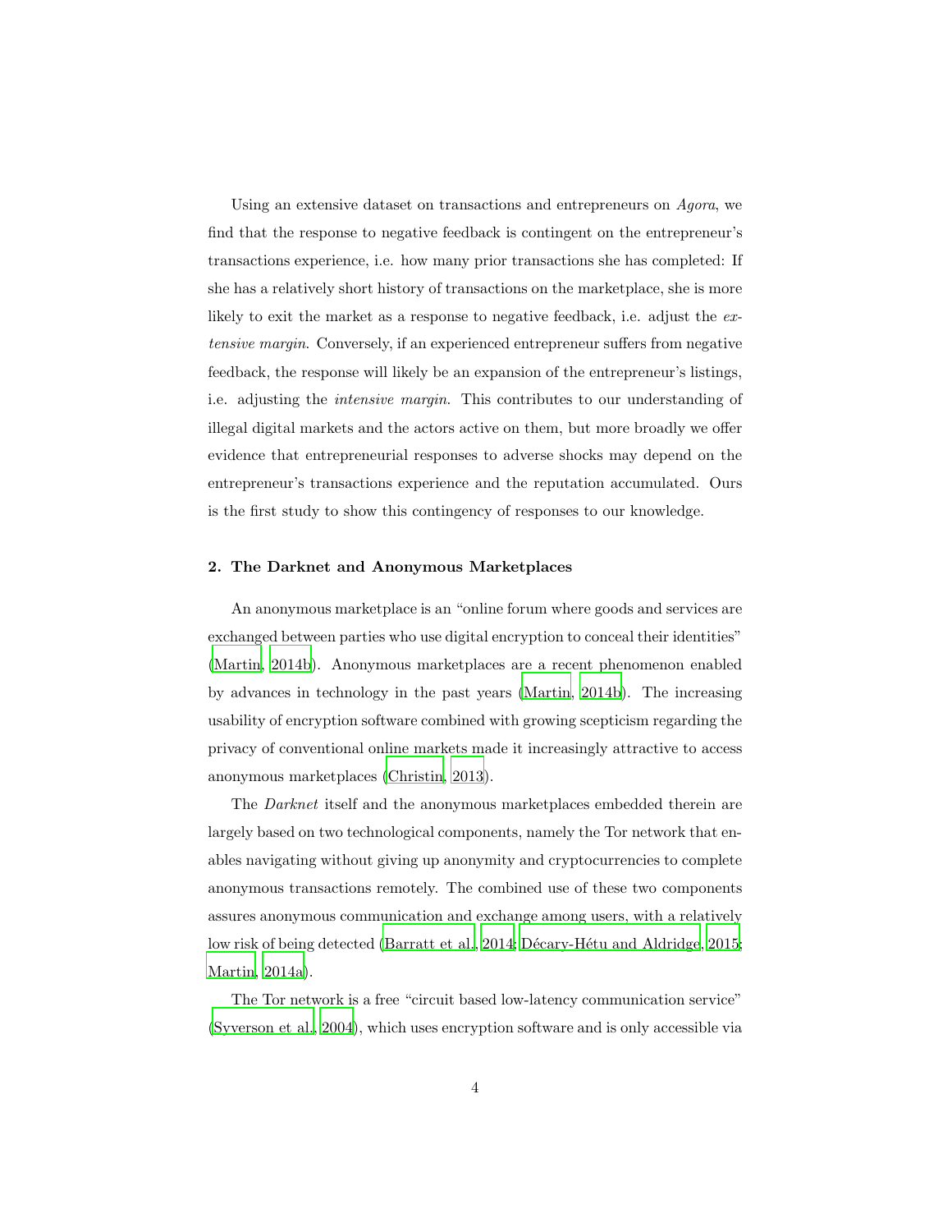Using an extensive dataset on transactions and entrepreneurs on *Agora*, we find that the response to negative feedback is contingent on the entrepreneur's transactions experience, i.e. how many prior transactions she has completed: If she has a relatively short history of transactions on the marketplace, she is more likely to exit the market as a response to negative feedback, i.e. adjust the *extensive margin*. Conversely, if an experienced entrepreneur suffers from negative feedback, the response will likely be an expansion of the entrepreneur's listings, i.e. adjusting the *intensive margin*. This contributes to our understanding of illegal digital markets and the actors active on them, but more broadly we offer evidence that entrepreneurial responses to adverse shocks may depend on the entrepreneur's transactions experience and the reputation accumulated. Ours is the first study to show this contingency of responses to our knowledge.

## 2. The Darknet and Anonymous Marketplaces

An anonymous marketplace is an "online forum where goods and services are exchanged between parties who use digital encryption to conceal their identities" (Martin, 2014b). Anonymous marketplaces are a recent phenomenon enabled by advances in technology in the past years (Martin, 2014b). The increasing usability of encryption software combined with growing scepticism regarding the privacy of conventional online markets made it increasingly attractive to access anonymous marketplaces (Christin, 2013).

The *Darknet* itself and the anonymous marketplaces embedded therein are largely based on two technological components, namely the Tor network that enables navigating without giving up anonymity and cryptocurrencies to complete anonymous transactions remotely. The combined use of these two components assures anonymous communication and exchange among users, with a relatively low risk of being detected (Barratt et al., 2014; Décary-Hétu and Aldridge, 2015; Martin, 2014a).

The Tor network is a free "circuit based low-latency communication service" (Syverson et al., 2004), which uses encryption software and is only accessible via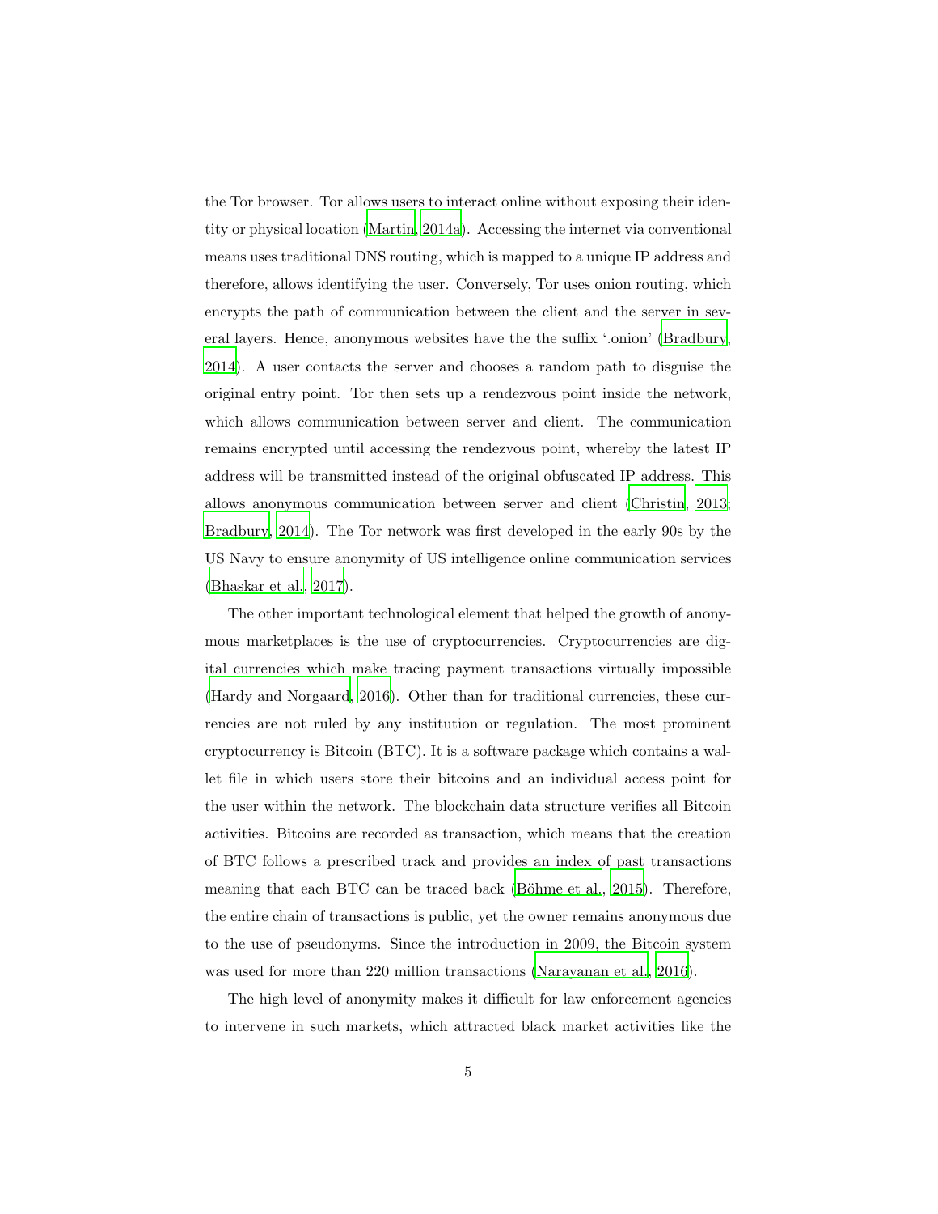the Tor browser. Tor allows users to interact online without exposing their identity or physical location (Martin, 2014a). Accessing the internet via conventional means uses traditional DNS routing, which is mapped to a unique IP address and therefore, allows identifying the user. Conversely, Tor uses onion routing, which encrypts the path of communication between the client and the server in several layers. Hence, anonymous websites have the the suffix '.onion' (Bradbury, 2014). A user contacts the server and chooses a random path to disguise the original entry point. Tor then sets up a rendezvous point inside the network, which allows communication between server and client. The communication remains encrypted until accessing the rendezvous point, whereby the latest IP address will be transmitted instead of the original obfuscated IP address. This allows anonymous communication between server and client (Christin, 2013; Bradbury, 2014). The Tor network was first developed in the early 90s by the US Navy to ensure anonymity of US intelligence online communication services (Bhaskar et al., 2017).

The other important technological element that helped the growth of anonymous marketplaces is the use of cryptocurrencies. Cryptocurrencies are digital currencies which make tracing payment transactions virtually impossible (Hardy and Norgaard, 2016). Other than for traditional currencies, these currencies are not ruled by any institution or regulation. The most prominent cryptocurrency is Bitcoin (BTC). It is a software package which contains a wallet file in which users store their bitcoins and an individual access point for the user within the network. The blockchain data structure verifies all Bitcoin activities. Bitcoins are recorded as transaction, which means that the creation of BTC follows a prescribed track and provides an index of past transactions meaning that each BTC can be traced back (Böhme et al., 2015). Therefore, the entire chain of transactions is public, yet the owner remains anonymous due to the use of pseudonyms. Since the introduction in 2009, the Bitcoin system was used for more than 220 million transactions (Narayanan et al., 2016).

The high level of anonymity makes it difficult for law enforcement agencies to intervene in such markets, which attracted black market activities like the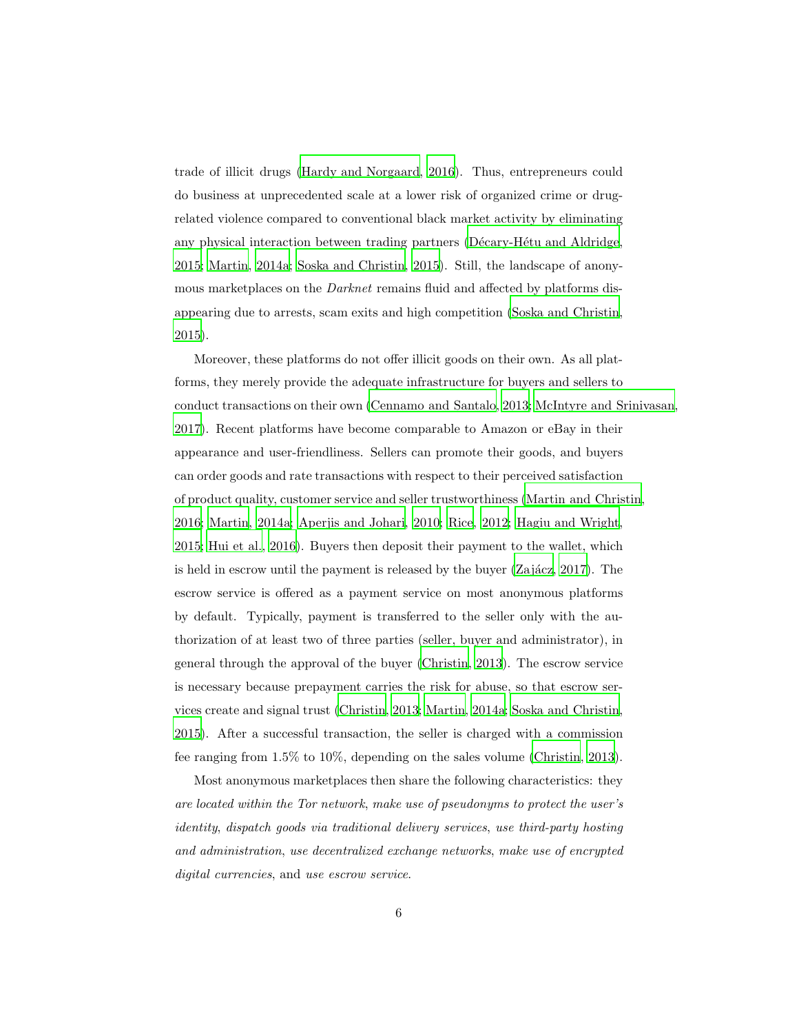trade of illicit drugs (Hardy and Norgaard, 2016). Thus, entrepreneurs could do business at unprecedented scale at a lower risk of organized crime or drug-related violence compared to conventional black market activity by eliminating any physical interaction between trading partners (Décary-Hétu and Aldridge, 2015; Martin, 2014a; Soska and Christin, 2015). Still, the landscape of anonymous marketplaces on the *Darknet* remains fluid and affected by platforms disappearing due to arrests, scam exits and high competition (Soska and Christin, 2015).

Moreover, these platforms do not offer illicit goods on their own. As all platforms, they merely provide the adequate infrastructure for buyers and sellers to conduct transactions on their own (Cennamo and Santalo, 2013; McIntyre and Srinivasan, 2017). Recent platforms have become comparable to Amazon or eBay in their appearance and user-friendliness. Sellers can promote their goods, and buyers can order goods and rate transactions with respect to their perceived satisfaction of product quality, customer service and seller trustworthiness (Martin and Christin, 2016; Martin, 2014a; Aperjis and Johari, 2010; Rice, 2012; Hagiu and Wright, 2015; Hui et al., 2016). Buyers then deposit their payment to the wallet, which is held in escrow until the payment is released by the buyer (Zajácz, 2017). The escrow service is offered as a payment service on most anonymous platforms by default. Typically, payment is transferred to the seller only with the authorization of at least two of three parties (seller, buyer and administrator), in general through the approval of the buyer (Christin, 2013). The escrow service is necessary because prepayment carries the risk for abuse, so that escrow services create and signal trust (Christin, 2013; Martin, 2014a; Soska and Christin, 2015). After a successful transaction, the seller is charged with a commission fee ranging from 1.5% to 10%, depending on the sales volume (Christin, 2013).

Most anonymous marketplaces then share the following characteristics: they *are located within the Tor network*, *make use of pseudonyms to protect the user's identity*, *dispatch goods via traditional delivery services*, *use third-party hosting and administration*, *use decentralized exchange networks*, *make use of encrypted digital currencies*, and *use escrow service*.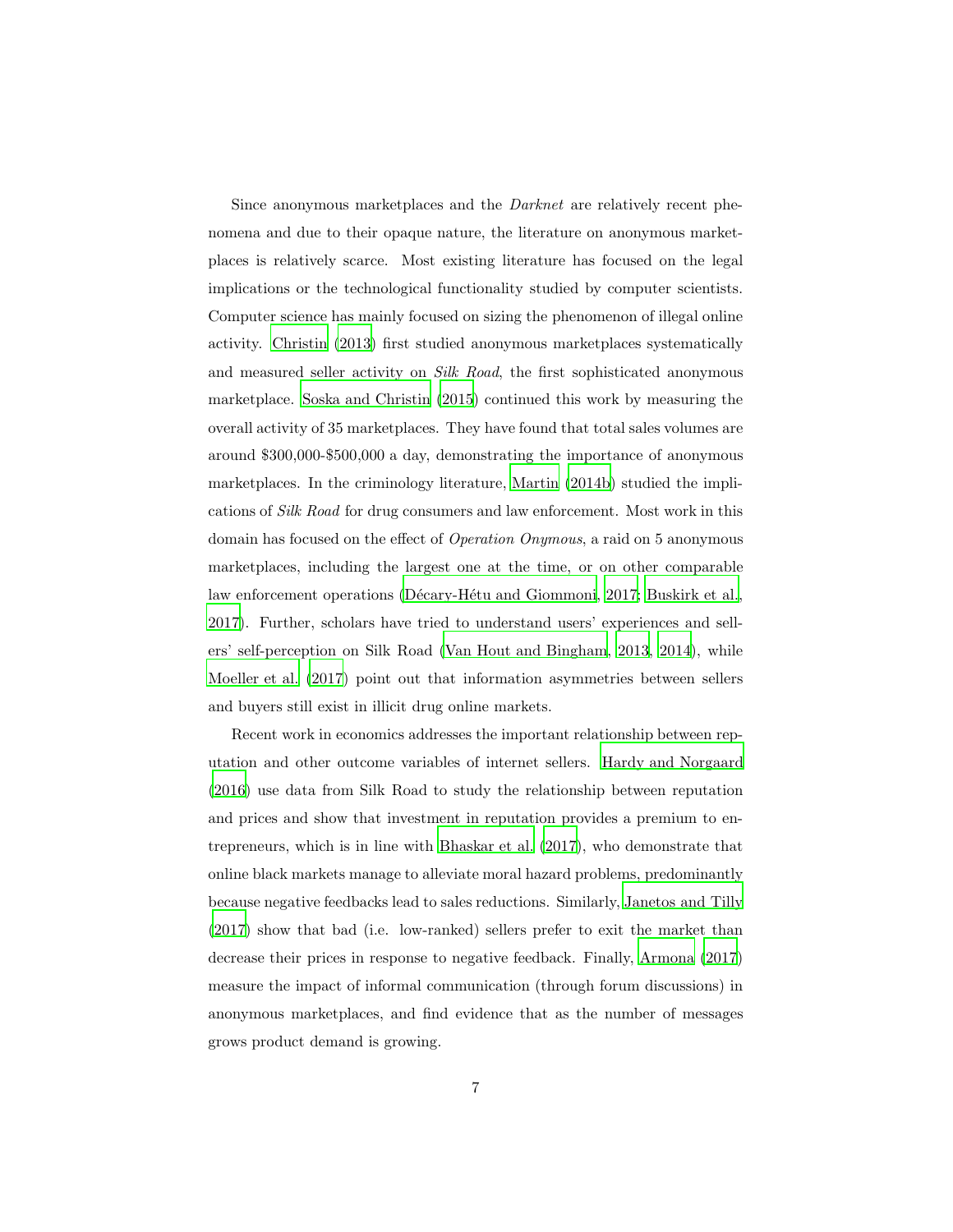Since anonymous marketplaces and the *Darknet* are relatively recent phenomena and due to their opaque nature, the literature on anonymous marketplaces is relatively scarce. Most existing literature has focused on the legal implications or the technological functionality studied by computer scientists. Computer science has mainly focused on sizing the phenomenon of illegal online activity. Christin (2013) first studied anonymous marketplaces systematically and measured seller activity on *Silk Road*, the first sophisticated anonymous marketplace. Soska and Christin (2015) continued this work by measuring the overall activity of 35 marketplaces. They have found that total sales volumes are around $300,000-$500,000 a day, demonstrating the importance of anonymous marketplaces. In the criminology literature, Martin (2014b) studied the implications of *Silk Road* for drug consumers and law enforcement. Most work in this domain has focused on the effect of *Operation Onymous*, a raid on 5 anonymous marketplaces, including the largest one at the time, or on other comparable law enforcement operations (Décary-Hétu and Giommoni, 2017; Buskirk et al., 2017). Further, scholars have tried to understand users' experiences and sellers' self-perception on Silk Road (Van Hout and Bingham, 2013, 2014), while Moeller et al. (2017) point out that information asymmetries between sellers and buyers still exist in illicit drug online markets.

Recent work in economics addresses the important relationship between reputation and other outcome variables of internet sellers. Hardy and Norgaard (2016) use data from Silk Road to study the relationship between reputation and prices and show that investment in reputation provides a premium to entrepreneurs, which is in line with Bhaskar et al. (2017), who demonstrate that online black markets manage to alleviate moral hazard problems, predominantly because negative feedbacks lead to sales reductions. Similarly, Janetos and Tilly (2017) show that bad (i.e. low-ranked) sellers prefer to exit the market than decrease their prices in response to negative feedback. Finally, Armona (2017) measure the impact of informal communication (through forum discussions) in anonymous marketplaces, and find evidence that as the number of messages grows product demand is growing.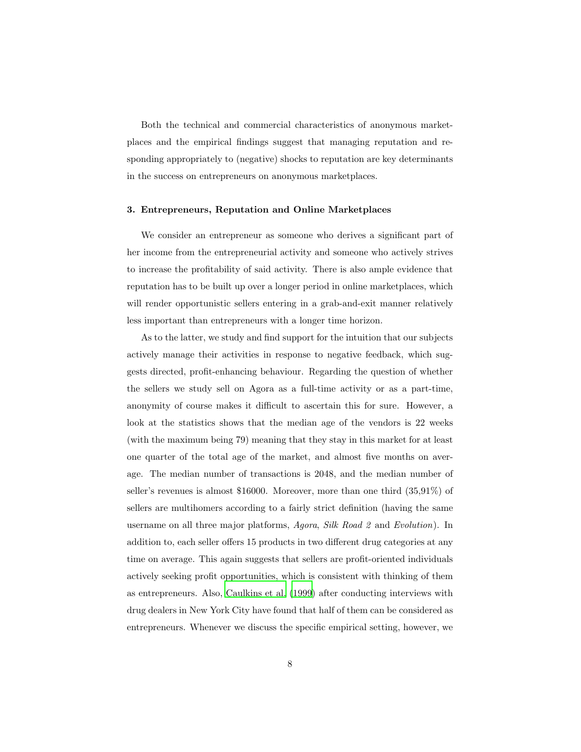Both the technical and commercial characteristics of anonymous marketplaces and the empirical findings suggest that managing reputation and responding appropriately to (negative) shocks to reputation are key determinants in the success on entrepreneurs on anonymous marketplaces.

### 3. Entrepreneurs, Reputation and Online Marketplaces

We consider an entrepreneur as someone who derives a significant part of her income from the entrepreneurial activity and someone who actively strives to increase the profitability of said activity. There is also ample evidence that reputation has to be built up over a longer period in online marketplaces, which will render opportunistic sellers entering in a grab-and-exit manner relatively less important than entrepreneurs with a longer time horizon.

As to the latter, we study and find support for the intuition that our subjects actively manage their activities in response to negative feedback, which suggests directed, profit-enhancing behaviour. Regarding the question of whether the sellers we study sell on Agora as a full-time activity or as a part-time, anonymity of course makes it difficult to ascertain this for sure. However, a look at the statistics shows that the median age of the vendors is 22 weeks (with the maximum being 79) meaning that they stay in this market for at least one quarter of the total age of the market, and almost five months on average. The median number of transactions is 2048, and the median number of seller's revenues is almost $16000. Moreover, more than one third (35,91%) of sellers are multihomers according to a fairly strict definition (having the same username on all three major platforms, *Agora*, *Silk Road 2* and *Evolution*). In addition to, each seller offers 15 products in two different drug categories at any time on average. This again suggests that sellers are profit-oriented individuals actively seeking profit opportunities, which is consistent with thinking of them as entrepreneurs. Also, Caulkins et al. (1999) after conducting interviews with drug dealers in New York City have found that half of them can be considered as entrepreneurs. Whenever we discuss the specific empirical setting, however, we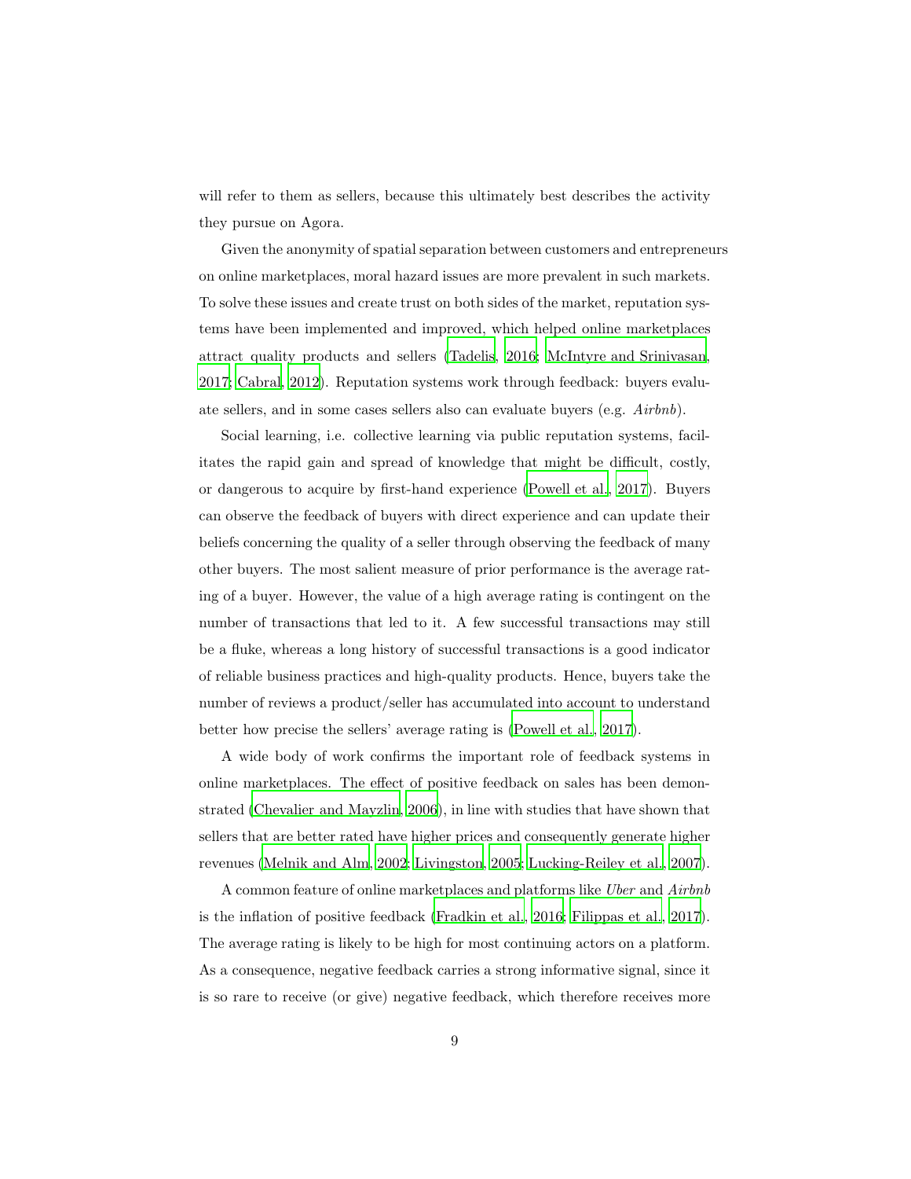will refer to them as sellers, because this ultimately best describes the activity they pursue on Agora.

Given the anonymity of spatial separation between customers and entrepreneurs on online marketplaces, moral hazard issues are more prevalent in such markets. To solve these issues and create trust on both sides of the market, reputation systems have been implemented and improved, which helped online marketplaces attract quality products and sellers (Tadelis, 2016; McIntyre and Srinivasan, 2017; Cabral, 2012). Reputation systems work through feedback: buyers evaluate sellers, and in some cases sellers also can evaluate buyers (e.g. *Airbnb*).

Social learning, i.e. collective learning via public reputation systems, facilitates the rapid gain and spread of knowledge that might be difficult, costly, or dangerous to acquire by first-hand experience (Powell et al., 2017). Buyers can observe the feedback of buyers with direct experience and can update their beliefs concerning the quality of a seller through observing the feedback of many other buyers. The most salient measure of prior performance is the average rating of a buyer. However, the value of a high average rating is contingent on the number of transactions that led to it. A few successful transactions may still be a fluke, whereas a long history of successful transactions is a good indicator of reliable business practices and high-quality products. Hence, buyers take the number of reviews a product/seller has accumulated into account to understand better how precise the sellers' average rating is (Powell et al., 2017).

A wide body of work confirms the important role of feedback systems in online marketplaces. The effect of positive feedback on sales has been demonstrated (Chevalier and Mayzlin, 2006), in line with studies that have shown that sellers that are better rated have higher prices and consequently generate higher revenues (Melnik and Alm, 2002; Livingston, 2005; Lucking-Reiley et al., 2007).

A common feature of online marketplaces and platforms like *Uber* and *Airbnb* is the inflation of positive feedback (Fradkin et al., 2016; Filippas et al., 2017). The average rating is likely to be high for most continuing actors on a platform. As a consequence, negative feedback carries a strong informative signal, since it is so rare to receive (or give) negative feedback, which therefore receives more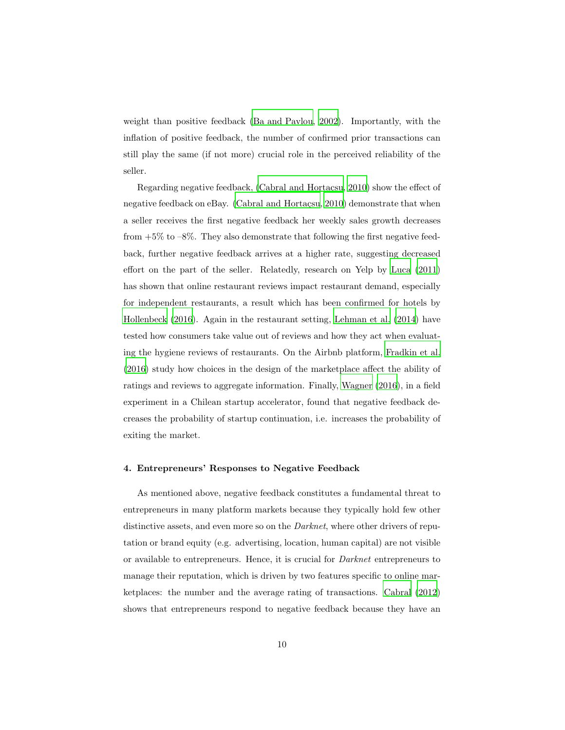weight than positive feedback (Ba and Pavlou, 2002). Importantly, with the inflation of positive feedback, the number of confirmed prior transactions can still play the same (if not more) crucial role in the perceived reliability of the seller.

Regarding negative feedback, (Cabral and Hortacsu, 2010) show the effect of negative feedback on eBay. (Cabral and Hortaçsu, 2010) demonstrate that when a seller receives the first negative feedback her weekly sales growth decreases from +5% to –8%. They also demonstrate that following the first negative feedback, further negative feedback arrives at a higher rate, suggesting decreased effort on the part of the seller. Relatedly, research on Yelp by Luca (2011) has shown that online restaurant reviews impact restaurant demand, especially for independent restaurants, a result which has been confirmed for hotels by Hollenbeck (2016). Again in the restaurant setting, Lehman et al. (2014) have tested how consumers take value out of reviews and how they act when evaluating the hygiene reviews of restaurants. On the Airbnb platform, Fradkin et al. (2016) study how choices in the design of the marketplace affect the ability of ratings and reviews to aggregate information. Finally, Wagner (2016), in a field experiment in a Chilean startup accelerator, found that negative feedback decreases the probability of startup continuation, i.e. increases the probability of exiting the market.

#### 4. Entrepreneurs' Responses to Negative Feedback

As mentioned above, negative feedback constitutes a fundamental threat to entrepreneurs in many platform markets because they typically hold few other distinctive assets, and even more so on the *Darknet*, where other drivers of reputation or brand equity (e.g. advertising, location, human capital) are not visible or available to entrepreneurs. Hence, it is crucial for *Darknet* entrepreneurs to manage their reputation, which is driven by two features specific to online marketplaces: the number and the average rating of transactions. Cabral (2012) shows that entrepreneurs respond to negative feedback because they have an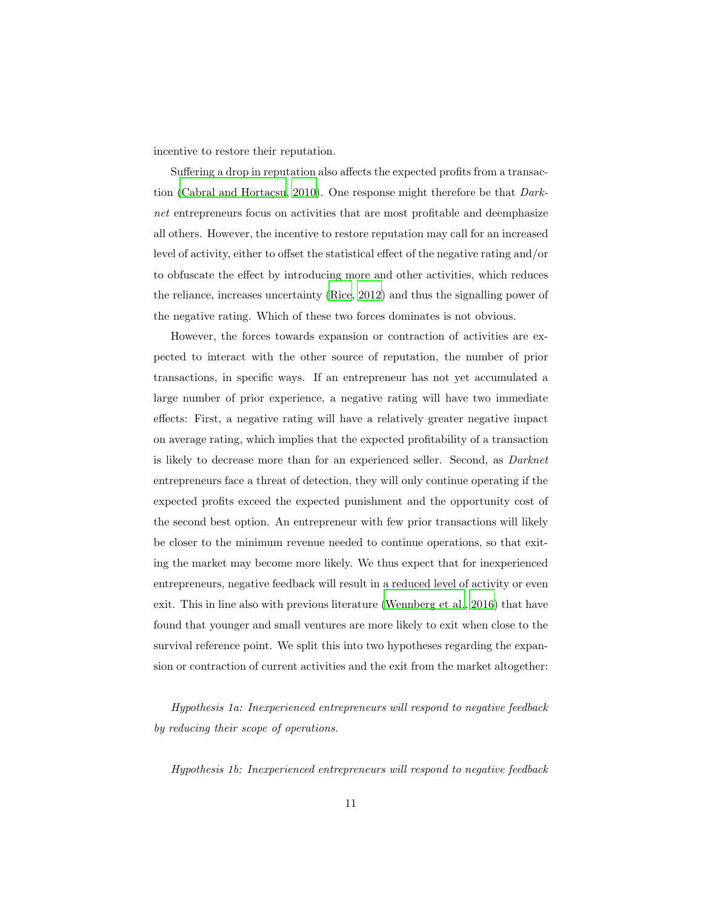incentive to restore their reputation.

Suffering a drop in reputation also affects the expected profits from a transaction (Cabral and Hortaçsu, 2010). One response might therefore be that *Darknet* entrepreneurs focus on activities that are most profitable and deemphasize all others. However, the incentive to restore reputation may call for an increased level of activity, either to offset the statistical effect of the negative rating and/or to obfuscate the effect by introducing more and other activities, which reduces the reliance, increases uncertainty (Rice, 2012) and thus the signalling power of the negative rating. Which of these two forces dominates is not obvious.

However, the forces towards expansion or contraction of activities are expected to interact with the other source of reputation, the number of prior transactions, in specific ways. If an entrepreneur has not yet accumulated a large number of prior experience, a negative rating will have two immediate effects: First, a negative rating will have a relatively greater negative impact on average rating, which implies that the expected profitability of a transaction is likely to decrease more than for an experienced seller. Second, as *Darknet* entrepreneurs face a threat of detection, they will only continue operating if the expected profits exceed the expected punishment and the opportunity cost of the second best option. An entrepreneur with few prior transactions will likely be closer to the minimum revenue needed to continue operations, so that exiting the market may become more likely. We thus expect that for inexperienced entrepreneurs, negative feedback will result in a reduced level of activity or even exit. This in line also with previous literature (Wennberg et al., 2016) that have found that younger and small ventures are more likely to exit when close to the survival reference point. We split this into two hypotheses regarding the expansion or contraction of current activities and the exit from the market altogether:

*Hypothesis 1a: Inexperienced entrepreneurs will respond to negative feedback by reducing their scope of operations.*

*Hypothesis 1b: Inexperienced entrepreneurs will respond to negative feedback*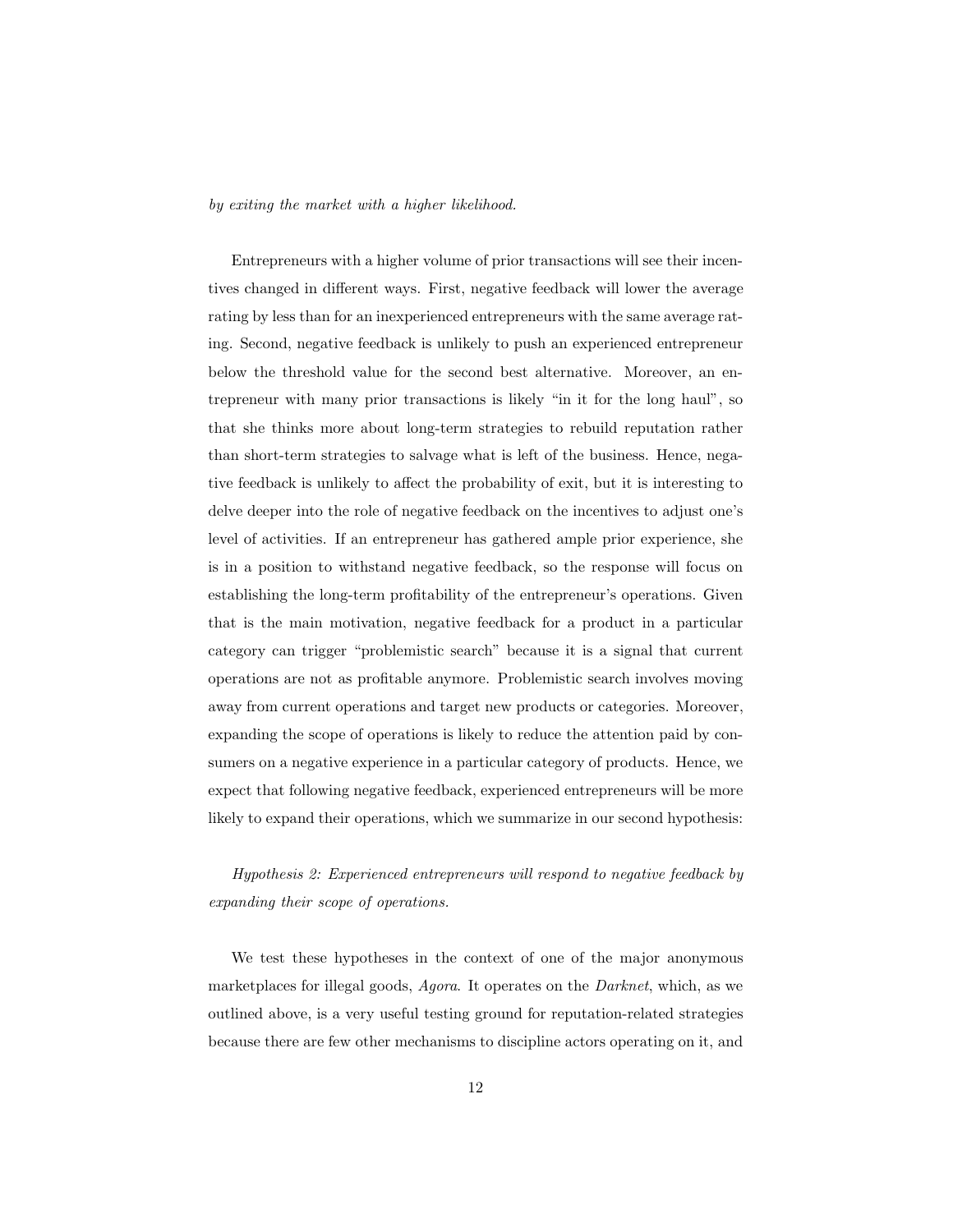*by exiting the market with a higher likelihood.*

Entrepreneurs with a higher volume of prior transactions will see their incentives changed in different ways. First, negative feedback will lower the average rating by less than for an inexperienced entrepreneurs with the same average rating. Second, negative feedback is unlikely to push an experienced entrepreneur below the threshold value for the second best alternative. Moreover, an entrepreneur with many prior transactions is likely "in it for the long haul", so that she thinks more about long-term strategies to rebuild reputation rather than short-term strategies to salvage what is left of the business. Hence, negative feedback is unlikely to affect the probability of exit, but it is interesting to delve deeper into the role of negative feedback on the incentives to adjust one's level of activities. If an entrepreneur has gathered ample prior experience, she is in a position to withstand negative feedback, so the response will focus on establishing the long-term profitability of the entrepreneur's operations. Given that is the main motivation, negative feedback for a product in a particular category can trigger "problemistic search" because it is a signal that current operations are not as profitable anymore. Problemistic search involves moving away from current operations and target new products or categories. Moreover, expanding the scope of operations is likely to reduce the attention paid by consumers on a negative experience in a particular category of products. Hence, we expect that following negative feedback, experienced entrepreneurs will be more likely to expand their operations, which we summarize in our second hypothesis:

*Hypothesis 2: Experienced entrepreneurs will respond to negative feedback by expanding their scope of operations.*

We test these hypotheses in the context of one of the major anonymous marketplaces for illegal goods, *Agora*. It operates on the *Darknet*, which, as we outlined above, is a very useful testing ground for reputation-related strategies because there are few other mechanisms to discipline actors operating on it, and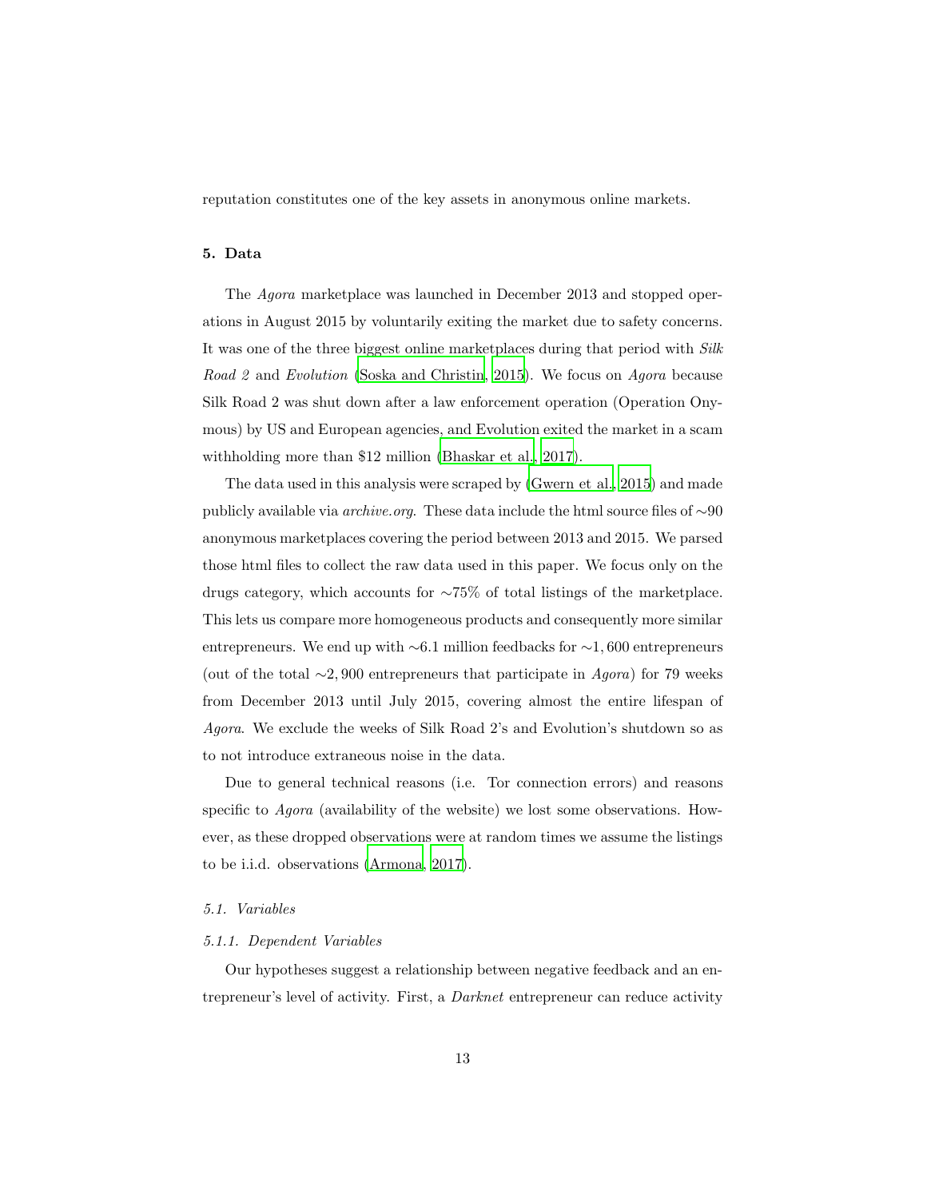reputation constitutes one of the key assets in anonymous online markets.

## 5. Data

The *Agora* marketplace was launched in December 2013 and stopped operations in August 2015 by voluntarily exiting the market due to safety concerns. It was one of the three biggest online marketplaces during that period with *Silk Road 2* and *Evolution* (Soska and Christin, 2015). We focus on *Agora* because Silk Road 2 was shut down after a law enforcement operation (Operation Onymous) by US and European agencies, and Evolution exited the market in a scam withholding more than $12 million (Bhaskar et al., 2017).

The data used in this analysis were scraped by (Gwern et al., 2015) and made publicly available via *archive.org*. These data include the html source files of $\sim$90 anonymous marketplaces covering the period between 2013 and 2015. We parsed those html files to collect the raw data used in this paper. We focus only on the drugs category, which accounts for $\sim$75% of total listings of the marketplace. This lets us compare more homogeneous products and consequently more similar entrepreneurs. We end up with $\sim$6.1 million feedbacks for $\sim$1,600 entrepreneurs (out of the total $\sim$2,900 entrepreneurs that participate in *Agora*) for 79 weeks from December 2013 until July 2015, covering almost the entire lifespan of *Agora*. We exclude the weeks of Silk Road 2's and Evolution's shutdown so as to not introduce extraneous noise in the data.

Due to general technical reasons (i.e. Tor connection errors) and reasons specific to *Agora* (availability of the website) we lost some observations. However, as these dropped observations were at random times we assume the listings to be i.i.d. observations (Armona, 2017).

### 5.1. Variables

#### 5.1.1. Dependent Variables

Our hypotheses suggest a relationship between negative feedback and an entrepreneur's level of activity. First, a *Darknet* entrepreneur can reduce activity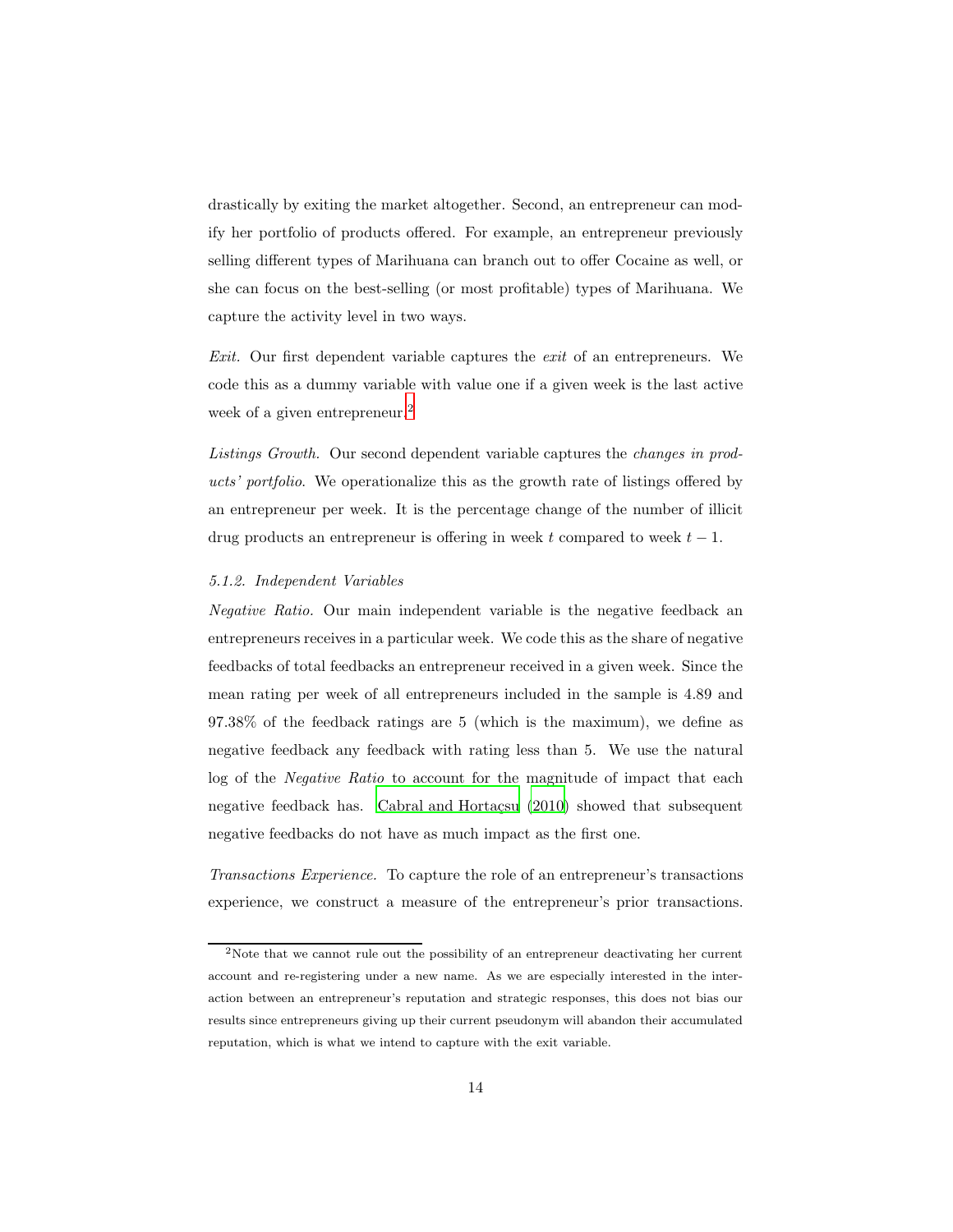drastically by exiting the market altogether. Second, an entrepreneur can modify her portfolio of products offered. For example, an entrepreneur previously selling different types of Marihuana can branch out to offer Cocaine as well, or she can focus on the best-selling (or most profitable) types of Marihuana. We capture the activity level in two ways.

*Exit.* Our first dependent variable captures the *exit* of an entrepreneurs. We code this as a dummy variable with value one if a given week is the last active week of a given entrepreneur.[2]

*Listings Growth.* Our second dependent variable captures the *changes in products' portfolio*. We operationalize this as the growth rate of listings offered by an entrepreneur per week. It is the percentage change of the number of illicit drug products an entrepreneur is offering in week $t$ compared to week $t-1$.

#### *5.1.2. Independent Variables*

*Negative Ratio.* Our main independent variable is the negative feedback an entrepreneurs receives in a particular week. We code this as the share of negative feedbacks of total feedbacks an entrepreneur received in a given week. Since the mean rating per week of all entrepreneurs included in the sample is 4.89 and 97.38% of the feedback ratings are 5 (which is the maximum), we define as negative feedback any feedback with rating less than 5. We use the natural log of the *Negative Ratio* to account for the magnitude of impact that each negative feedback has. Cabral and Hortaçsu (2010) showed that subsequent negative feedbacks do not have as much impact as the first one.

*Transactions Experience.* To capture the role of an entrepreneur's transactions experience, we construct a measure of the entrepreneur's prior transactions.

[2] Note that we cannot rule out the possibility of an entrepreneur deactivating her current account and re-registering under a new name. As we are especially interested in the interaction between an entrepreneur's reputation and strategic responses, this does not bias our results since entrepreneurs giving up their current pseudonym will abandon their accumulated reputation, which is what we intend to capture with the exit variable.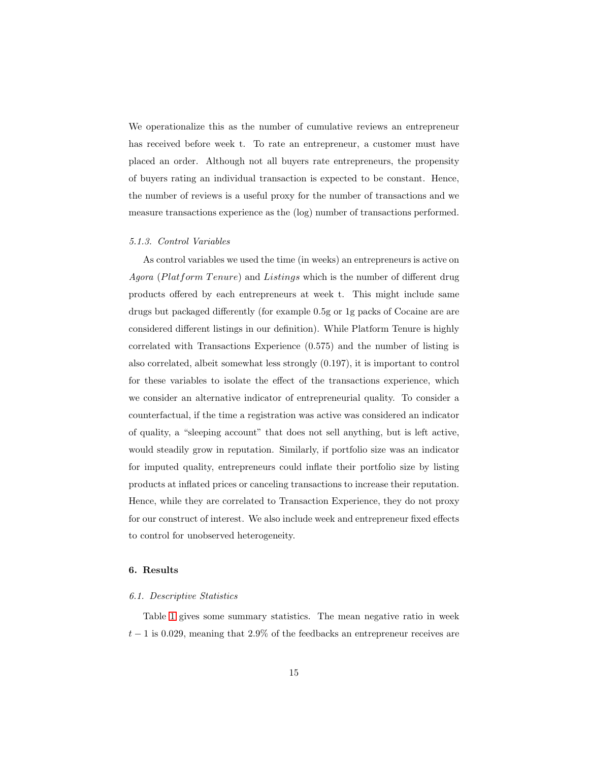We operationalize this as the number of cumulative reviews an entrepreneur has received before week t. To rate an entrepreneur, a customer must have placed an order. Although not all buyers rate entrepreneurs, the propensity of buyers rating an individual transaction is expected to be constant. Hence, the number of reviews is a useful proxy for the number of transactions and we measure transactions experience as the (log) number of transactions performed.

### *5.1.3. Control Variables*

As control variables we used the time (in weeks) an entrepreneurs is active on *Agora* (*Platform Tenure*) and *Listings* which is the number of different drug products offered by each entrepreneurs at week t. This might include same drugs but packaged differently (for example 0.5g or 1g packs of Cocaine are are considered different listings in our definition). While Platform Tenure is highly correlated with Transactions Experience (0.575) and the number of listing is also correlated, albeit somewhat less strongly (0.197), it is important to control for these variables to isolate the effect of the transactions experience, which we consider an alternative indicator of entrepreneurial quality. To consider a counterfactual, if the time a registration was active was considered an indicator of quality, a "sleeping account" that does not sell anything, but is left active, would steadily grow in reputation. Similarly, if portfolio size was an indicator for imputed quality, entrepreneurs could inflate their portfolio size by listing products at inflated prices or canceling transactions to increase their reputation. Hence, while they are correlated to Transaction Experience, they do not proxy for our construct of interest. We also include week and entrepreneur fixed effects to control for unobserved heterogeneity.

## 6. Results

### *6.1. Descriptive Statistics*

Table 1 gives some summary statistics. The mean negative ratio in week $t-1$ is 0.029, meaning that 2.9% of the feedbacks an entrepreneur receives are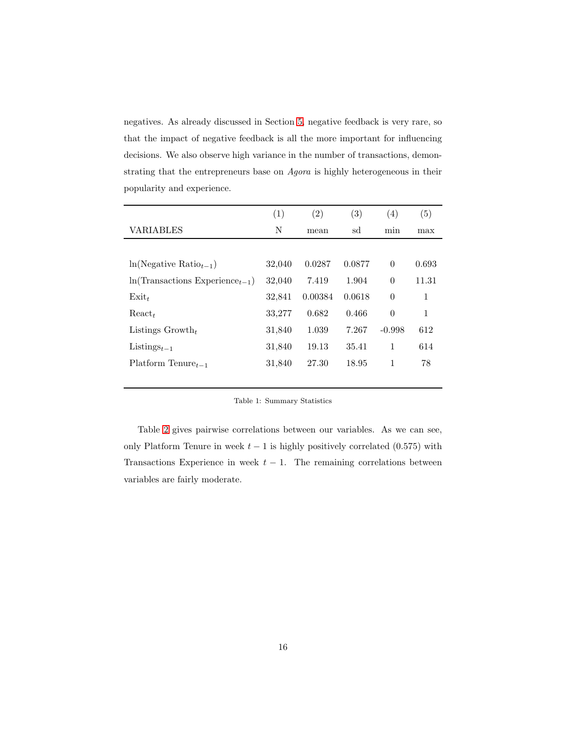negatives. As already discussed in Section 5, negative feedback is very rare, so that the impact of negative feedback is all the more important for influencing decisions. We also observe high variance in the number of transactions, demonstrating that the entrepreneurs base on *Agora* is highly heterogeneous in their popularity and experience.

| | (1) | (2) | (3) | (4) | (5) |
|---|---|---|---|---|---|
| VARIABLES | N | mean | sd | min | max |
| ln(Negative Ratio$_{t-1}$) | 32,040 | 0.0287 | 0.0877 | 0 | 0.693 |
| ln(Transactions Experience$_{t-1}$) | 32,040 | 7.419 | 1.904 | 0 | 11.31 |
| Exit$_t$ | 32,841 | 0.00384 | 0.0618 | 0 | 1 |
| React$_t$ | 33,277 | 0.682 | 0.466 | 0 | 1 |
| Listings Growth$_t$ | 31,840 | 1.039 | 7.267 | -0.998 | 612 |
| Listings$_{t-1}$ | 31,840 | 19.13 | 35.41 | 1 | 614 |
| Platform Tenure$_{t-1}$ | 31,840 | 27.30 | 18.95 | 1 | 78 |

Table 1: Summary Statistics

Table 2 gives pairwise correlations between our variables. As we can see, only Platform Tenure in week $t-1$ is highly positively correlated (0.575) with Transactions Experience in week $t-1$. The remaining correlations between variables are fairly moderate.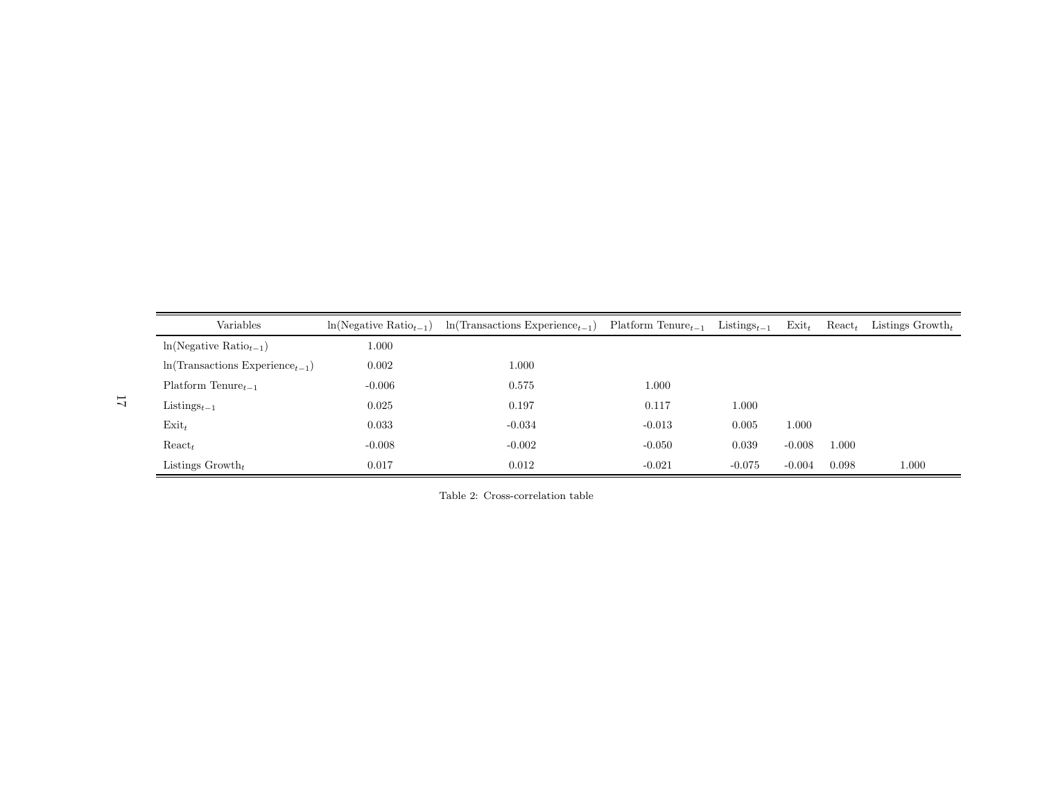| Variables | $\ln(\text{Negative Ratio}_{t-1})$ | $\ln(\text{Transactions Experience}_{t-1})$ | $\text{Platform Tenure}_{t-1}$ | $\text{Listings}_{t-1}$ | $\text{Exit}_t$ | $\text{React}_t$ | $\text{Listings Growth}_t$ |
|---|---|---|---|---|---|---|---|
| $\ln(\text{Negative Ratio}_{t-1})$ | 1.000 | | | | | | |
| $\ln(\text{Transactions Experience}_{t-1})$ | 0.002 | 1.000 | | | | | |
| $\text{Platform Tenure}_{t-1}$ | -0.006 | 0.575 | 1.000 | | | | |
| $\text{Listings}_{t-1}$ | 0.025 | 0.197 | 0.117 | 1.000 | | | |
| $\text{Exit}_t$ | 0.033 | -0.034 | -0.013 | 0.005 | 1.000 | | |
| $\text{React}_t$ | -0.008 | -0.002 | -0.050 | 0.039 | -0.008 | 1.000 | |
| $\text{Listings Growth}_t$ | 0.017 | 0.012 | -0.021 | -0.075 | -0.004 | 0.098 | 1.000 |

Table 2: Cross-correlation table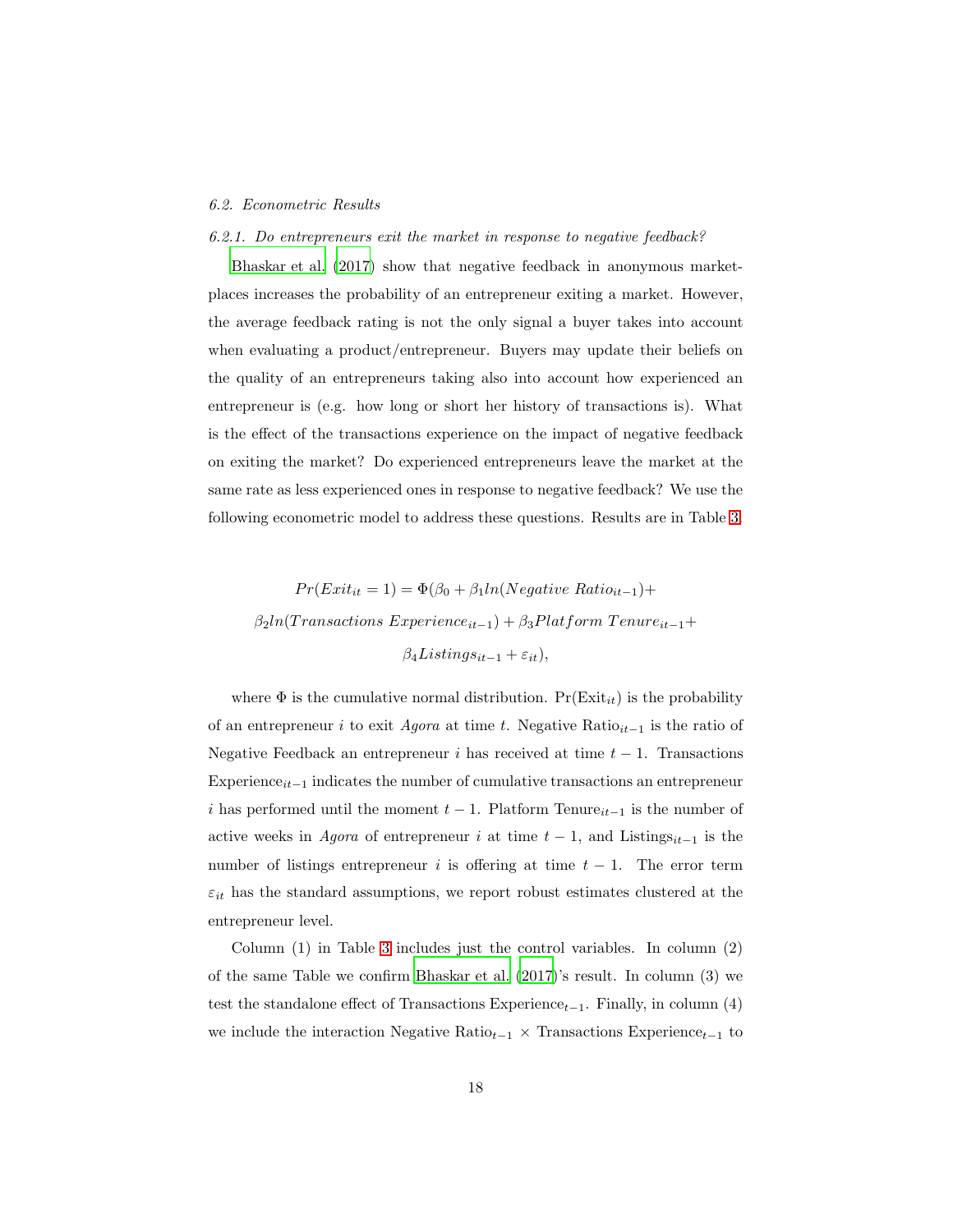### 6.2. Econometric Results

#### 6.2.1. Do entrepreneurs exit the market in response to negative feedback?

Bhaskar et al. (2017) show that negative feedback in anonymous marketplaces increases the probability of an entrepreneur exiting a market. However, the average feedback rating is not the only signal a buyer takes into account when evaluating a product/entrepreneur. Buyers may update their beliefs on the quality of an entrepreneurs taking also into account how experienced an entrepreneur is (e.g. how long or short her history of transactions is). What is the effect of the transactions experience on the impact of negative feedback on exiting the market? Do experienced entrepreneurs leave the market at the same rate as less experienced ones in response to negative feedback? We use the following econometric model to address these questions. Results are in Table 3.

$$
\begin{gathered}
Pr(Exit_{it} = 1) = \Phi(\beta_0 + \beta_1 ln(Negative\ Ratio_{it-1}) + \\
\beta_2 ln(Transactions\ Experience_{it-1}) + \beta_3 Platform\ Tenure_{it-1} + \\
\beta_4 Listings_{it-1} + \varepsilon_{it}),
\end{gathered}
$$

where $\Phi$ is the cumulative normal distribution. $\text{Pr}(\text{Exit}_{it})$ is the probability of an entrepreneur $i$ to exit *Agora* at time $t$. Negative $\text{Ratio}_{it-1}$ is the ratio of Negative Feedback an entrepreneur $i$ has received at time $t-1$. Transactions $\text{Experience}_{it-1}$ indicates the number of cumulative transactions an entrepreneur $i$ has performed until the moment $t-1$. Platform $\text{Tenure}_{it-1}$ is the number of active weeks in *Agora* of entrepreneur $i$ at time $t-1$, and $\text{Listings}_{it-1}$ is the number of listings entrepreneur $i$ is offering at time $t-1$. The error term $\varepsilon_{it}$ has the standard assumptions, we report robust estimates clustered at the entrepreneur level.

Column (1) in Table 3 includes just the control variables. In column (2) of the same Table we confirm Bhaskar et al. (2017)'s result. In column (3) we test the standalone effect of Transactions $\text{Experience}_{t-1}$. Finally, in column (4) we include the interaction Negative $\text{Ratio}_{t-1}$ $\times$ Transactions $\text{Experience}_{t-1}$ to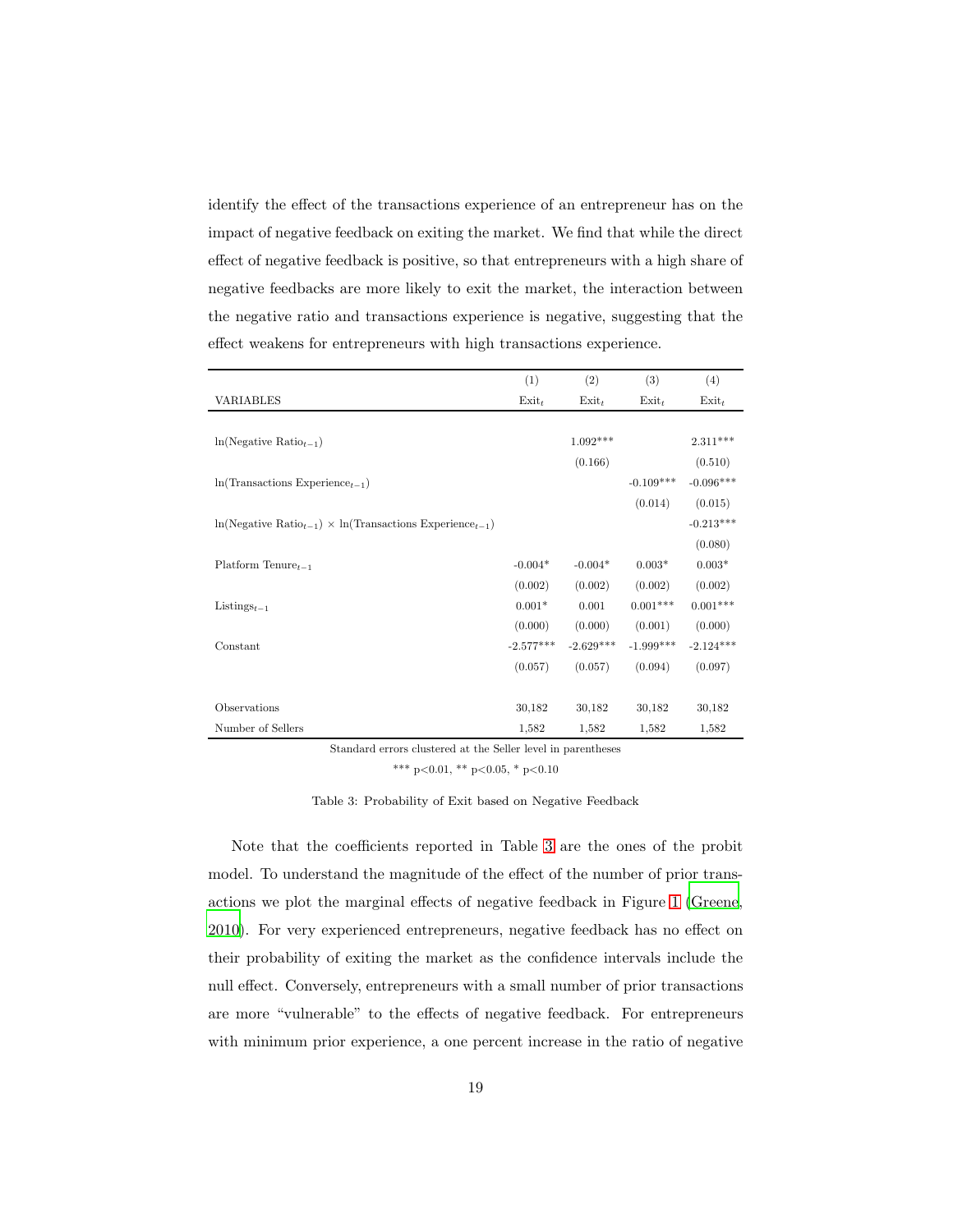identify the effect of the transactions experience of an entrepreneur has on the impact of negative feedback on exiting the market. We find that while the direct effect of negative feedback is positive, so that entrepreneurs with a high share of negative feedbacks are more likely to exit the market, the interaction between the negative ratio and transactions experience is negative, suggesting that the effect weakens for entrepreneurs with high transactions experience.

| VARIABLES | (1) $\text{Exit}_t$ | (2) $\text{Exit}_t$ | (3) $\text{Exit}_t$ | (4) $\text{Exit}_t$ |
|---|---|---|---|---|
| $\ln(\text{Negative Ratio}_{t-1})$ | | 1.092*** | | 2.311*** |
| | | (0.166) | | (0.510) |
| $\ln(\text{Transactions Experience}_{t-1})$ | | | -0.109*** | -0.096*** |
| | | | (0.014) | (0.015) |
| $\ln(\text{Negative Ratio}_{t-1}) \times \ln(\text{Transactions Experience}_{t-1})$ | | | | -0.213*** |
| | | | | (0.080) |
| $\text{Platform Tenure}_{t-1}$ | -0.004* | -0.004* | 0.003* | 0.003* |
| | (0.002) | (0.002) | (0.002) | (0.002) |
| $\text{Listings}_{t-1}$ | 0.001* | 0.001 | 0.001*** | 0.001*** |
| | (0.000) | (0.000) | (0.001) | (0.000) |
| Constant | -2.577*** | -2.629*** | -1.999*** | -2.124*** |
| | (0.057) | (0.057) | (0.094) | (0.097) |
| Observations | 30,182 | 30,182 | 30,182 | 30,182 |
| Number of Sellers | 1,582 | 1,582 | 1,582 | 1,582 |

Standard errors clustered at the Seller level in parentheses

*** p<0.01, ** p<0.05, * p<0.10

Table 3: Probability of Exit based on Negative Feedback

Note that the coefficients reported in Table 3 are the ones of the probit model. To understand the magnitude of the effect of the number of prior transactions we plot the marginal effects of negative feedback in Figure 1 (Greene, 2010). For very experienced entrepreneurs, negative feedback has no effect on their probability of exiting the market as the confidence intervals include the null effect. Conversely, entrepreneurs with a small number of prior transactions are more "vulnerable" to the effects of negative feedback. For entrepreneurs with minimum prior experience, a one percent increase in the ratio of negative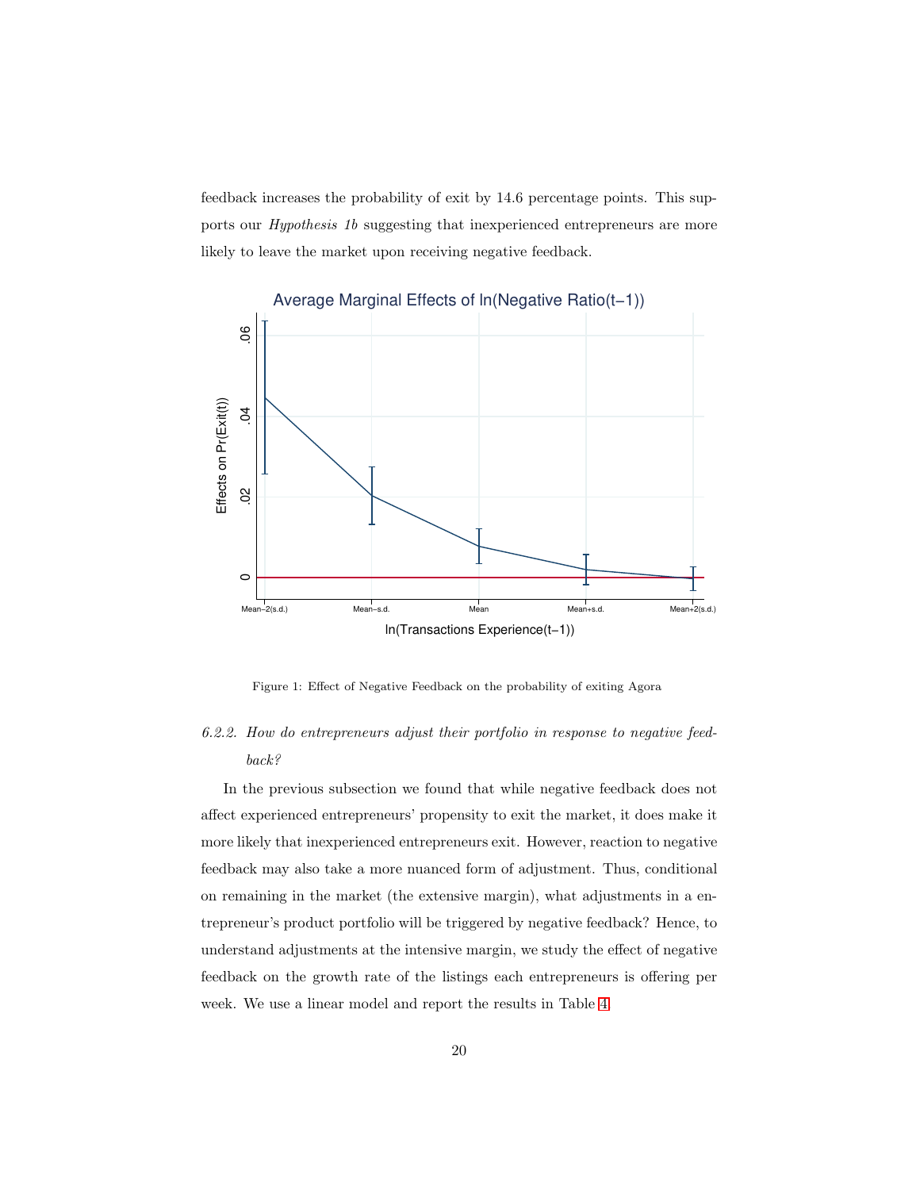feedback increases the probability of exit by 14.6 percentage points. This supports our *Hypothesis 1b* suggesting that inexperienced entrepreneurs are more likely to leave the market upon receiving negative feedback.

Figure 1: Effect of Negative Feedback on the probability of exiting Agora

*6.2.2. How do entrepreneurs adjust their portfolio in response to negative feedback?*

In the previous subsection we found that while negative feedback does not affect experienced entrepreneurs' propensity to exit the market, it does make it more likely that inexperienced entrepreneurs exit. However, reaction to negative feedback may also take a more nuanced form of adjustment. Thus, conditional on remaining in the market (the extensive margin), what adjustments in a entrepreneur's product portfolio will be triggered by negative feedback? Hence, to understand adjustments at the intensive margin, we study the effect of negative feedback on the growth rate of the listings each entrepreneurs is offering per week. We use a linear model and report the results in Table 4.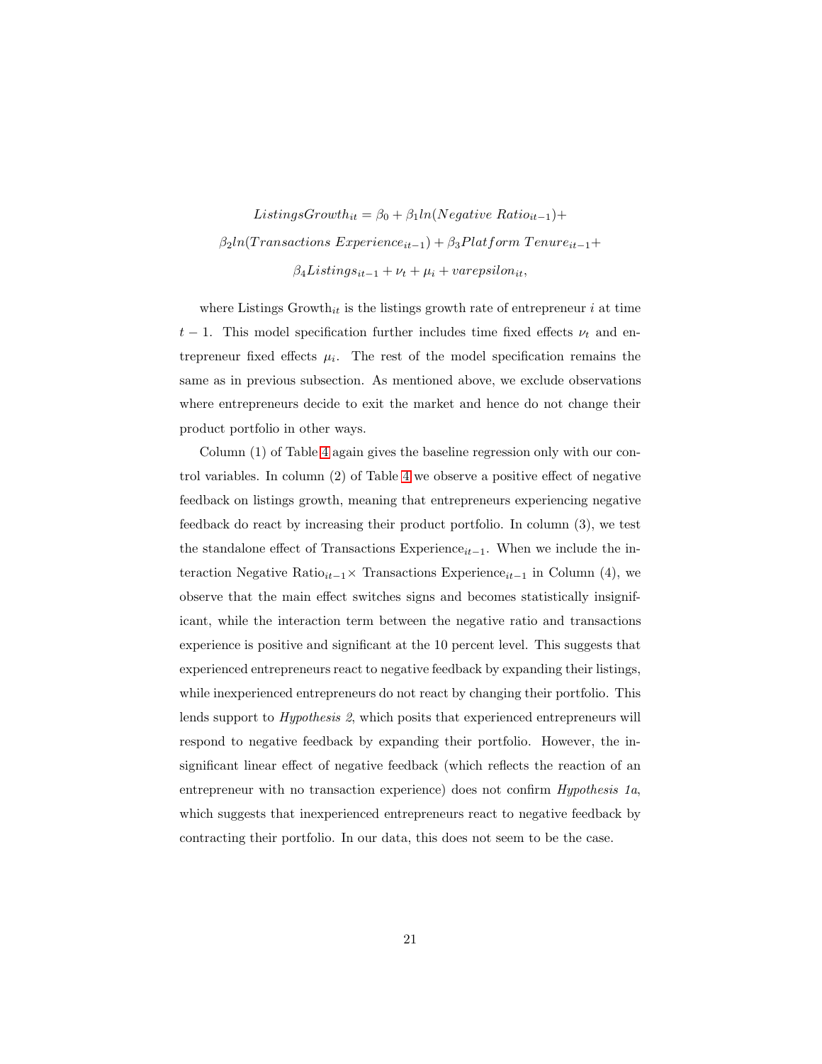$$ListingsGrowth_{it} = \beta_0 + \beta_1 ln(Negative\ Ratio_{it-1}) +$$
$$\beta_2 ln(Transactions\ Experience_{it-1}) + \beta_3 Platform\ Tenure_{it-1} +$$
$$\beta_4 Listings_{it-1} + \nu_t + \mu_i + varepsilon_{it},$$

where Listings Growth$_{it}$ is the listings growth rate of entrepreneur $i$ at time $t-1$. This model specification further includes time fixed effects $\nu_t$ and entrepreneur fixed effects $\mu_i$. The rest of the model specification remains the same as in previous subsection. As mentioned above, we exclude observations where entrepreneurs decide to exit the market and hence do not change their product portfolio in other ways.

Column (1) of Table 4 again gives the baseline regression only with our control variables. In column (2) of Table 4 we observe a positive effect of negative feedback on listings growth, meaning that entrepreneurs experiencing negative feedback do react by increasing their product portfolio. In column (3), we test the standalone effect of Transactions Experience$_{it-1}$. When we include the interaction Negative Ratio$_{it-1}\times$ Transactions Experience$_{it-1}$ in Column (4), we observe that the main effect switches signs and becomes statistically insignificant, while the interaction term between the negative ratio and transactions experience is positive and significant at the 10 percent level. This suggests that experienced entrepreneurs react to negative feedback by expanding their listings, while inexperienced entrepreneurs do not react by changing their portfolio. This lends support to *Hypothesis 2*, which posits that experienced entrepreneurs will respond to negative feedback by expanding their portfolio. However, the insignificant linear effect of negative feedback (which reflects the reaction of an entrepreneur with no transaction experience) does not confirm *Hypothesis 1a*, which suggests that inexperienced entrepreneurs react to negative feedback by contracting their portfolio. In our data, this does not seem to be the case.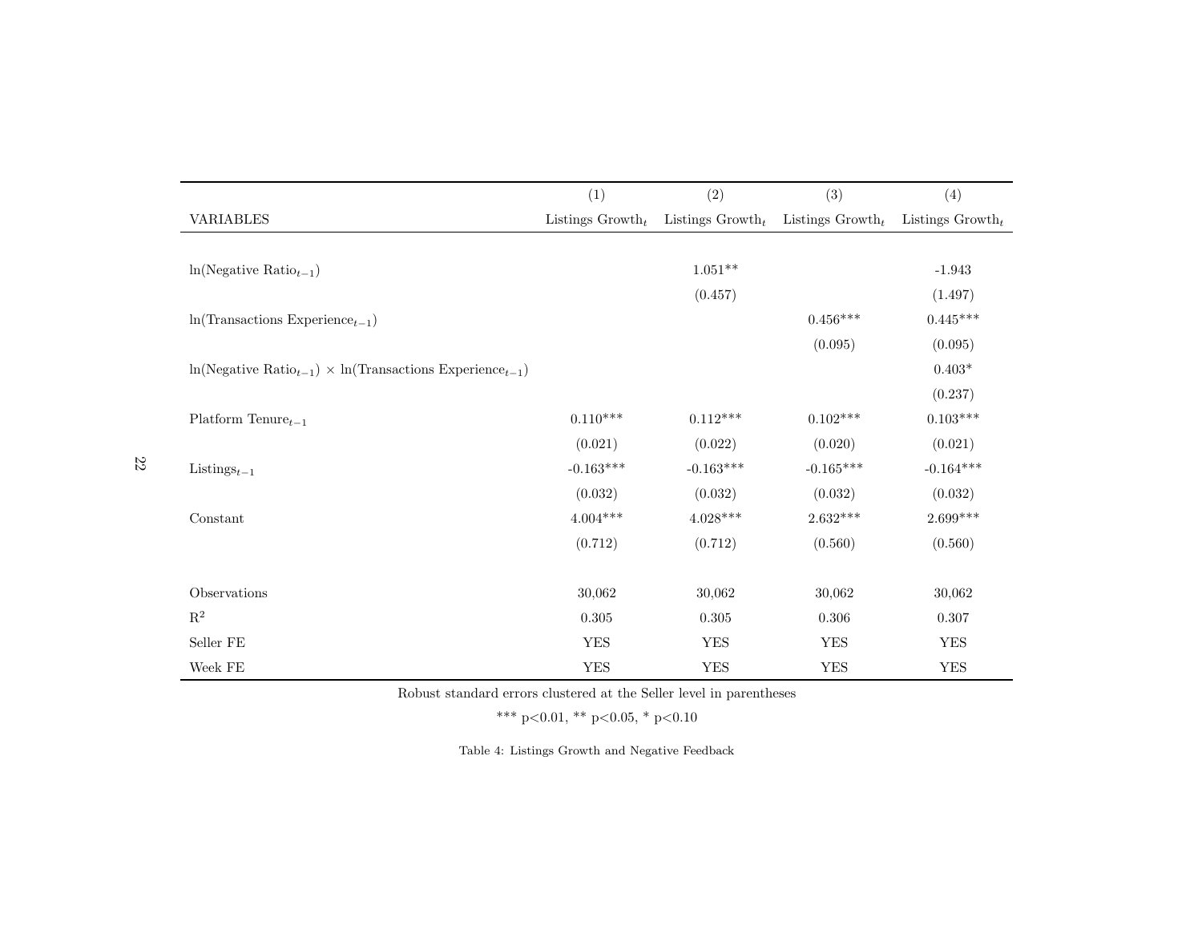| VARIABLES | (1) Listings Growth$_t$ | (2) Listings Growth$_t$ | (3) Listings Growth$_t$ | (4) Listings Growth$_t$ |
|---|---|---|---|---|
| ln(Negative Ratio$_{t-1}$) | | 1.051** | | -1.943 |
| | | (0.457) | | (1.497) |
| ln(Transactions Experience$_{t-1}$) | | | 0.456*** | 0.445*** |
| | | | (0.095) | (0.095) |
| ln(Negative Ratio$_{t-1}$) × ln(Transactions Experience$_{t-1}$) | | | | 0.403* |
| | | | | (0.237) |
| Platform Tenure$_{t-1}$ | 0.110*** | 0.112*** | 0.102*** | 0.103*** |
| | (0.021) | (0.022) | (0.020) | (0.021) |
| Listings$_{t-1}$ | -0.163*** | -0.163*** | -0.165*** | -0.164*** |
| | (0.032) | (0.032) | (0.032) | (0.032) |
| Constant | 4.004*** | 4.028*** | 2.632*** | 2.699*** |
| | (0.712) | (0.712) | (0.560) | (0.560) |
| Observations | 30,062 | 30,062 | 30,062 | 30,062 |
| $R^2$ | 0.305 | 0.305 | 0.306 | 0.307 |
| Seller FE | YES | YES | YES | YES |
| Week FE | YES | YES | YES | YES |

Robust standard errors clustered at the Seller level in parentheses

*** p<0.01, ** p<0.05, * p<0.10

Table 4: Listings Growth and Negative Feedback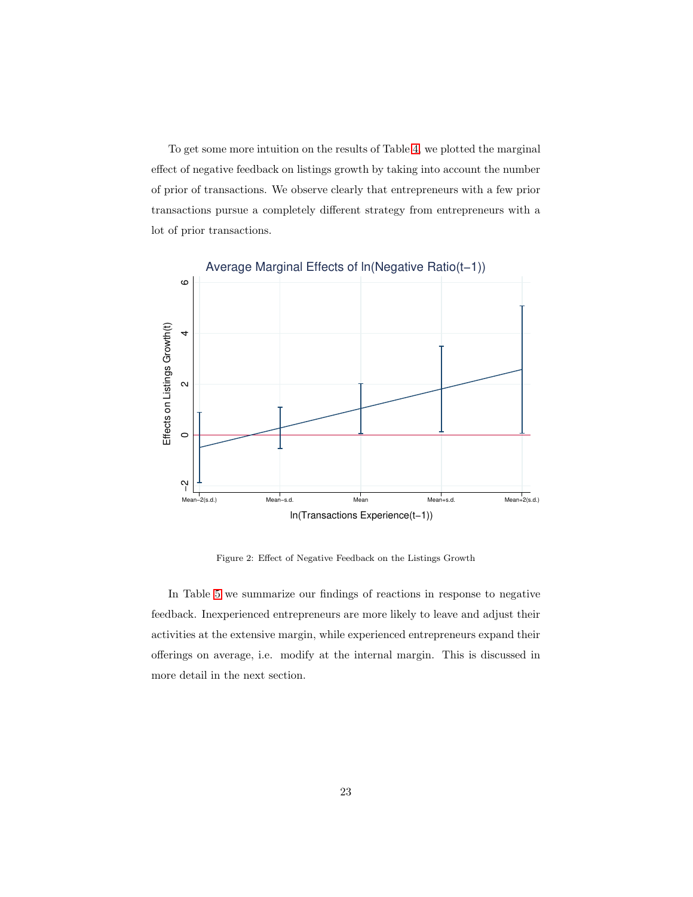To get some more intuition on the results of Table 4, we plotted the marginal effect of negative feedback on listings growth by taking into account the number of prior of transactions. We observe clearly that entrepreneurs with a few prior transactions pursue a completely different strategy from entrepreneurs with a lot of prior transactions.

Figure 2: Effect of Negative Feedback on the Listings Growth

In Table 5 we summarize our findings of reactions in response to negative feedback. Inexperienced entrepreneurs are more likely to leave and adjust their activities at the extensive margin, while experienced entrepreneurs expand their offerings on average, i.e. modify at the internal margin. This is discussed in more detail in the next section.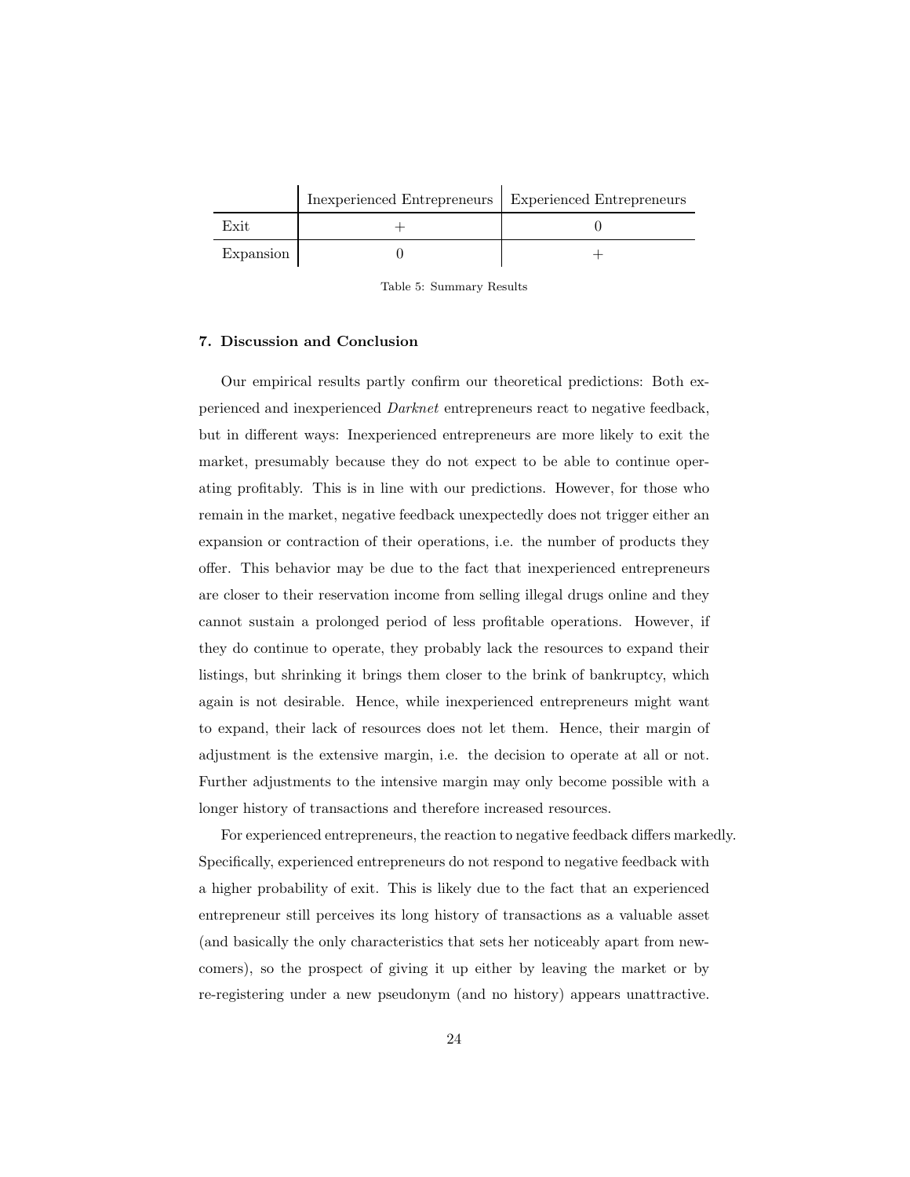| | Inexperienced Entrepreneurs | Experienced Entrepreneurs |
|---|---|---|
| Exit | + | 0 |
| Expansion | 0 | + |

Table 5: Summary Results

## 7. Discussion and Conclusion

Our empirical results partly confirm our theoretical predictions: Both experienced and inexperienced *Darknet* entrepreneurs react to negative feedback, but in different ways: Inexperienced entrepreneurs are more likely to exit the market, presumably because they do not expect to be able to continue operating profitably. This is in line with our predictions. However, for those who remain in the market, negative feedback unexpectedly does not trigger either an expansion or contraction of their operations, i.e. the number of products they offer. This behavior may be due to the fact that inexperienced entrepreneurs are closer to their reservation income from selling illegal drugs online and they cannot sustain a prolonged period of less profitable operations. However, if they do continue to operate, they probably lack the resources to expand their listings, but shrinking it brings them closer to the brink of bankruptcy, which again is not desirable. Hence, while inexperienced entrepreneurs might want to expand, their lack of resources does not let them. Hence, their margin of adjustment is the extensive margin, i.e. the decision to operate at all or not. Further adjustments to the intensive margin may only become possible with a longer history of transactions and therefore increased resources.

For experienced entrepreneurs, the reaction to negative feedback differs markedly. Specifically, experienced entrepreneurs do not respond to negative feedback with a higher probability of exit. This is likely due to the fact that an experienced entrepreneur still perceives its long history of transactions as a valuable asset (and basically the only characteristics that sets her noticeably apart from newcomers), so the prospect of giving it up either by leaving the market or by re-registering under a new pseudonym (and no history) appears unattractive.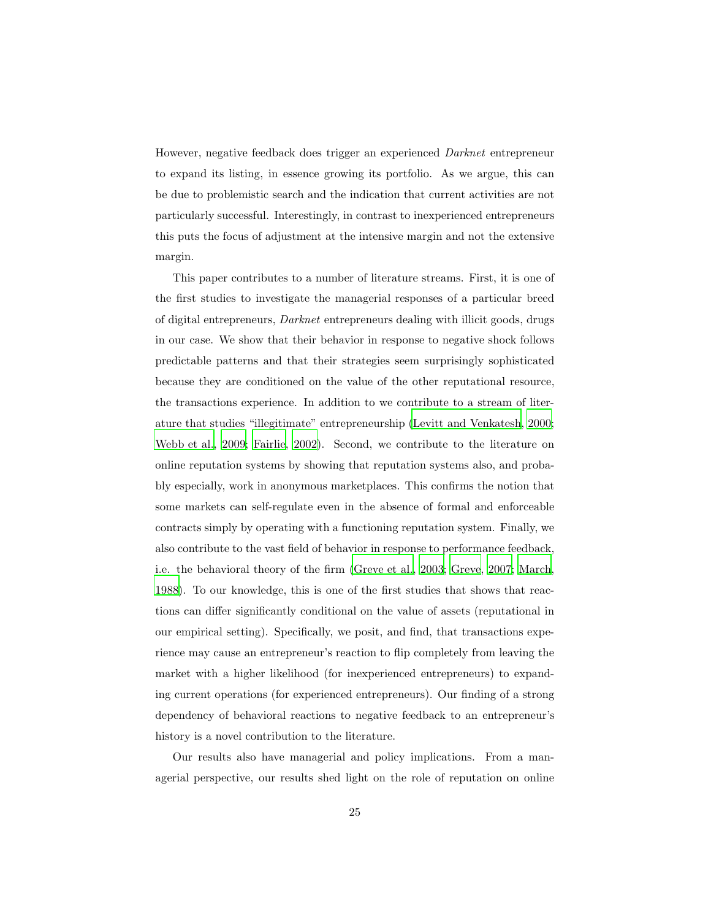However, negative feedback does trigger an experienced *Darknet* entrepreneur to expand its listing, in essence growing its portfolio. As we argue, this can be due to problemistic search and the indication that current activities are not particularly successful. Interestingly, in contrast to inexperienced entrepreneurs this puts the focus of adjustment at the intensive margin and not the extensive margin.

This paper contributes to a number of literature streams. First, it is one of the first studies to investigate the managerial responses of a particular breed of digital entrepreneurs, *Darknet* entrepreneurs dealing with illicit goods, drugs in our case. We show that their behavior in response to negative shock follows predictable patterns and that their strategies seem surprisingly sophisticated because they are conditioned on the value of the other reputational resource, the transactions experience. In addition to we contribute to a stream of literature that studies "illegitimate" entrepreneurship (Levitt and Venkatesh, 2000; Webb et al., 2009; Fairlie, 2002). Second, we contribute to the literature on online reputation systems by showing that reputation systems also, and probably especially, work in anonymous marketplaces. This confirms the notion that some markets can self-regulate even in the absence of formal and enforceable contracts simply by operating with a functioning reputation system. Finally, we also contribute to the vast field of behavior in response to performance feedback, i.e. the behavioral theory of the firm (Greve et al., 2003; Greve, 2007; March, 1988). To our knowledge, this is one of the first studies that shows that reactions can differ significantly conditional on the value of assets (reputational in our empirical setting). Specifically, we posit, and find, that transactions experience may cause an entrepreneur's reaction to flip completely from leaving the market with a higher likelihood (for inexperienced entrepreneurs) to expanding current operations (for experienced entrepreneurs). Our finding of a strong dependency of behavioral reactions to negative feedback to an entrepreneur's history is a novel contribution to the literature.

Our results also have managerial and policy implications. From a managerial perspective, our results shed light on the role of reputation on online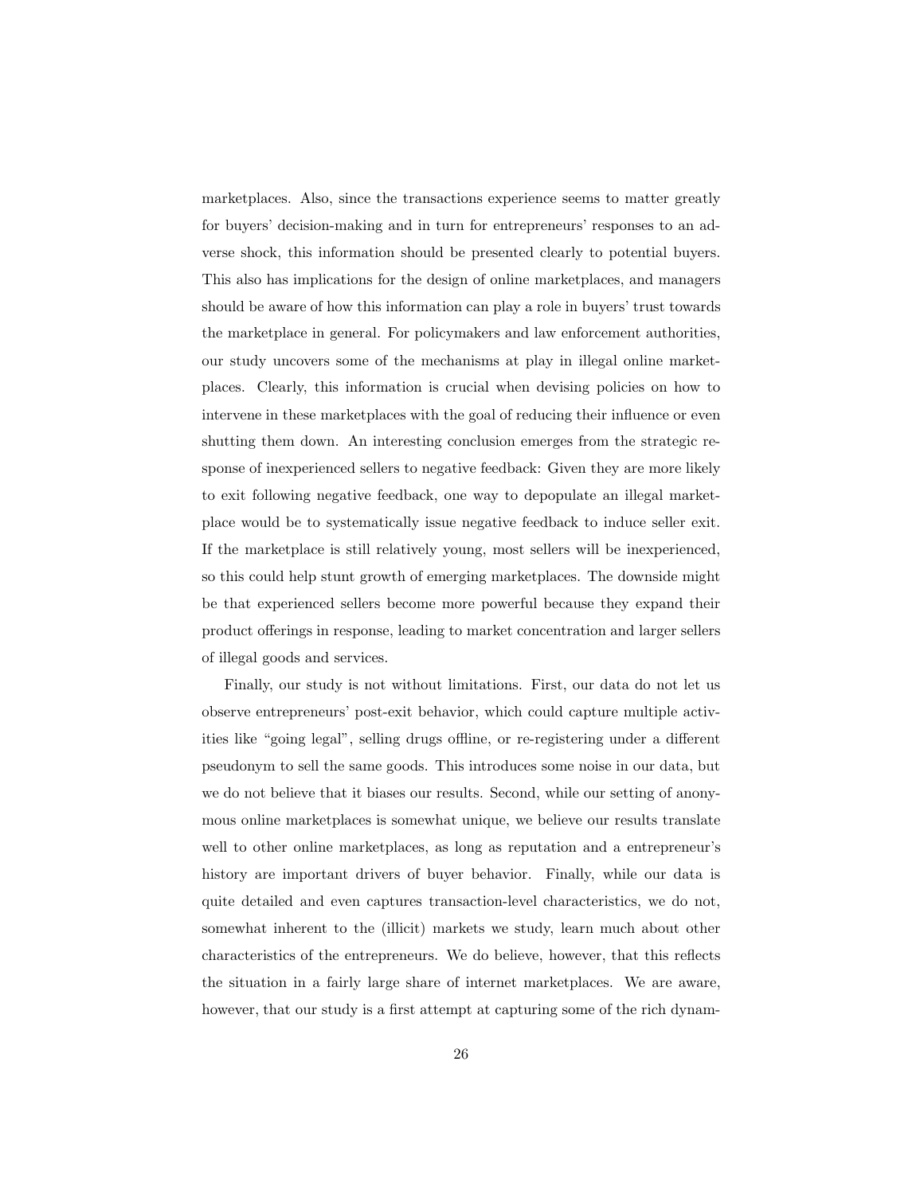marketplaces. Also, since the transactions experience seems to matter greatly for buyers' decision-making and in turn for entrepreneurs' responses to an adverse shock, this information should be presented clearly to potential buyers. This also has implications for the design of online marketplaces, and managers should be aware of how this information can play a role in buyers' trust towards the marketplace in general. For policymakers and law enforcement authorities, our study uncovers some of the mechanisms at play in illegal online marketplaces. Clearly, this information is crucial when devising policies on how to intervene in these marketplaces with the goal of reducing their influence or even shutting them down. An interesting conclusion emerges from the strategic response of inexperienced sellers to negative feedback: Given they are more likely to exit following negative feedback, one way to depopulate an illegal marketplace would be to systematically issue negative feedback to induce seller exit. If the marketplace is still relatively young, most sellers will be inexperienced, so this could help stunt growth of emerging marketplaces. The downside might be that experienced sellers become more powerful because they expand their product offerings in response, leading to market concentration and larger sellers of illegal goods and services.

Finally, our study is not without limitations. First, our data do not let us observe entrepreneurs' post-exit behavior, which could capture multiple activities like "going legal", selling drugs offline, or re-registering under a different pseudonym to sell the same goods. This introduces some noise in our data, but we do not believe that it biases our results. Second, while our setting of anonymous online marketplaces is somewhat unique, we believe our results translate well to other online marketplaces, as long as reputation and a entrepreneur's history are important drivers of buyer behavior. Finally, while our data is quite detailed and even captures transaction-level characteristics, we do not, somewhat inherent to the (illicit) markets we study, learn much about other characteristics of the entrepreneurs. We do believe, however, that this reflects the situation in a fairly large share of internet marketplaces. We are aware, however, that our study is a first attempt at capturing some of the rich dynam-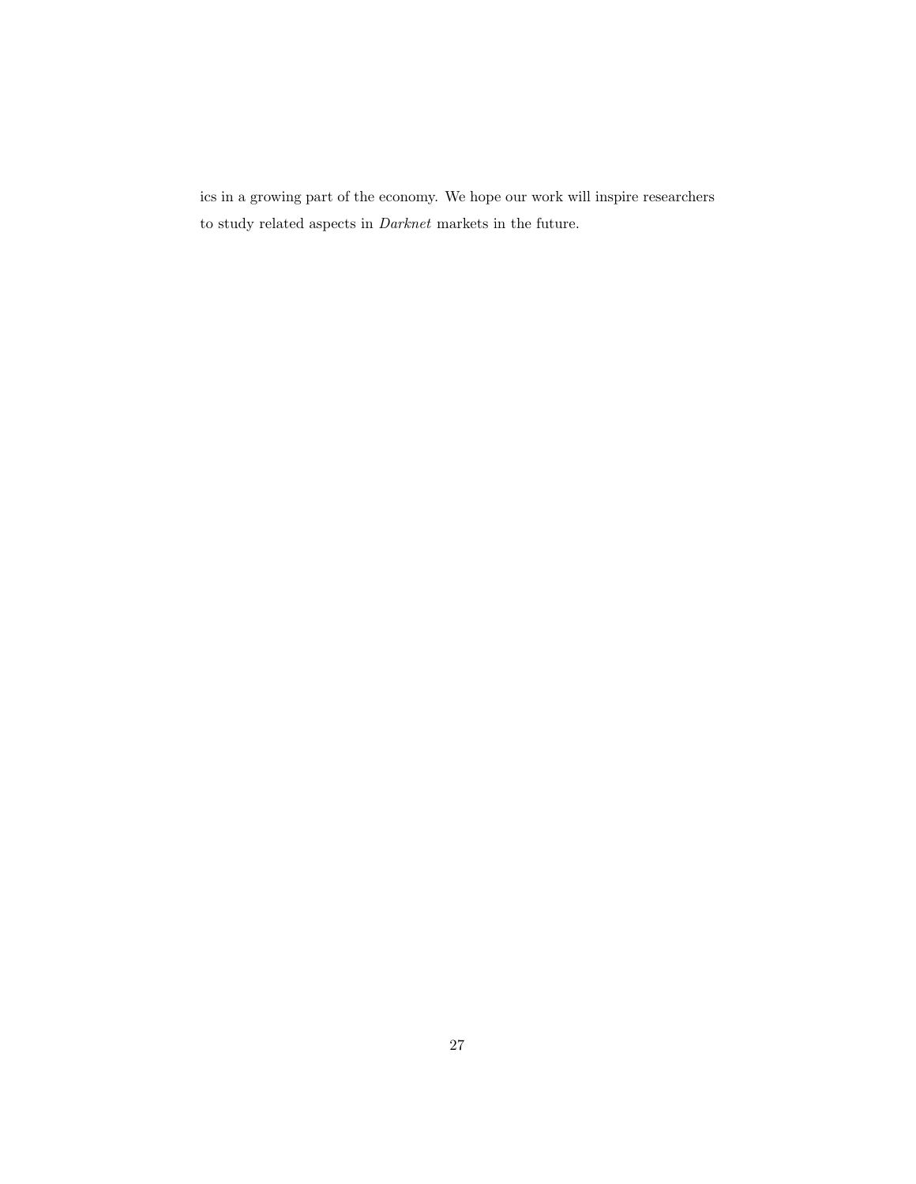ics in a growing part of the economy. We hope our work will inspire researchers to study related aspects in *Darknet* markets in the future.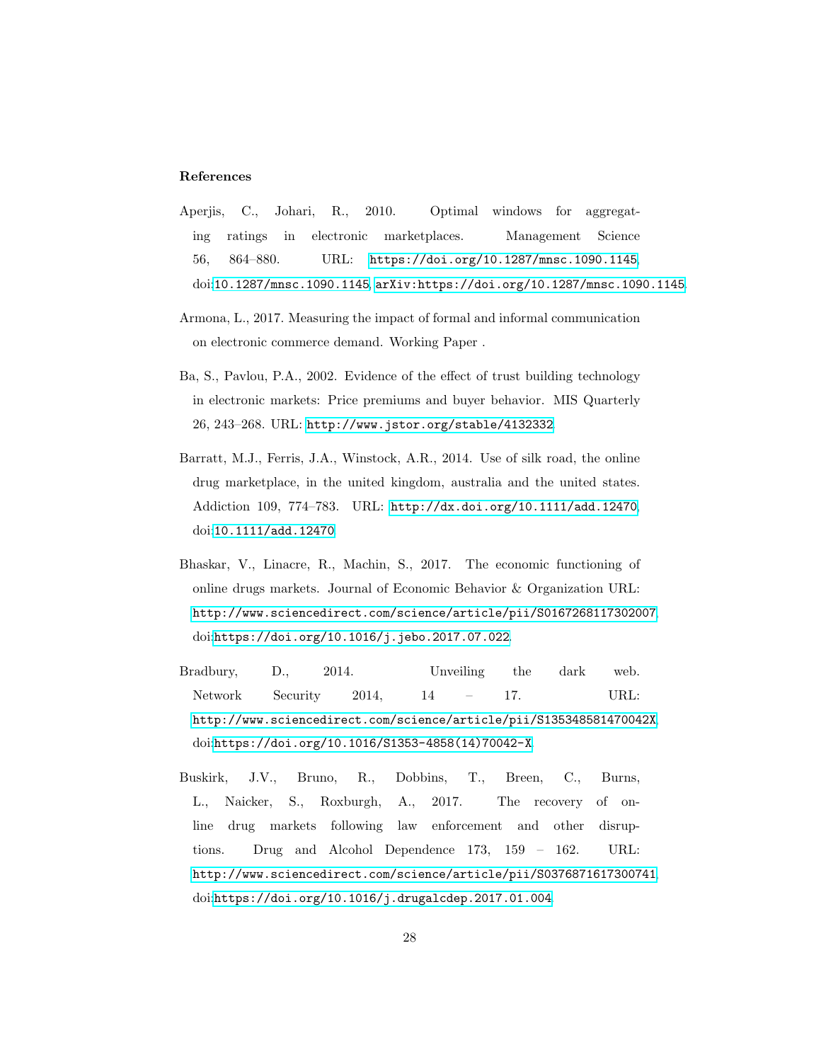### References

Aperjis, C., Johari, R., 2010. Optimal windows for aggregating ratings in electronic marketplaces. Management Science 56, 864–880. URL: https://doi.org/10.1287/mnsc.1090.1145, doi:10.1287/mnsc.1090.1145, arXiv:https://doi.org/10.1287/mnsc.1090.1145.

Armona, L., 2017. Measuring the impact of formal and informal communication on electronic commerce demand. Working Paper .

Ba, S., Pavlou, P.A., 2002. Evidence of the effect of trust building technology in electronic markets: Price premiums and buyer behavior. MIS Quarterly 26, 243–268. URL: http://www.jstor.org/stable/4132332.

Barratt, M.J., Ferris, J.A., Winstock, A.R., 2014. Use of silk road, the online drug marketplace, in the united kingdom, australia and the united states. Addiction 109, 774–783. URL: http://dx.doi.org/10.1111/add.12470, doi:10.1111/add.12470.

Bhaskar, V., Linacre, R., Machin, S., 2017. The economic functioning of online drugs markets. Journal of Economic Behavior & Organization URL: http://www.sciencedirect.com/science/article/pii/S0167268117302007, doi:https://doi.org/10.1016/j.jebo.2017.07.022.

Bradbury, D., 2014. Unveiling the dark web. Network Security 2014, 14 – 17. URL: http://www.sciencedirect.com/science/article/pii/S135348581470042X, doi:https://doi.org/10.1016/S1353-4858(14)70042-X.

Buskirk, J.V., Bruno, R., Dobbins, T., Breen, C., Burns, L., Naicker, S., Roxburgh, A., 2017. The recovery of online drug markets following law enforcement and other disruptions. Drug and Alcohol Dependence 173, 159 – 162. URL: http://www.sciencedirect.com/science/article/pii/S0376871617300741, doi:https://doi.org/10.1016/j.drugalcdep.2017.01.004.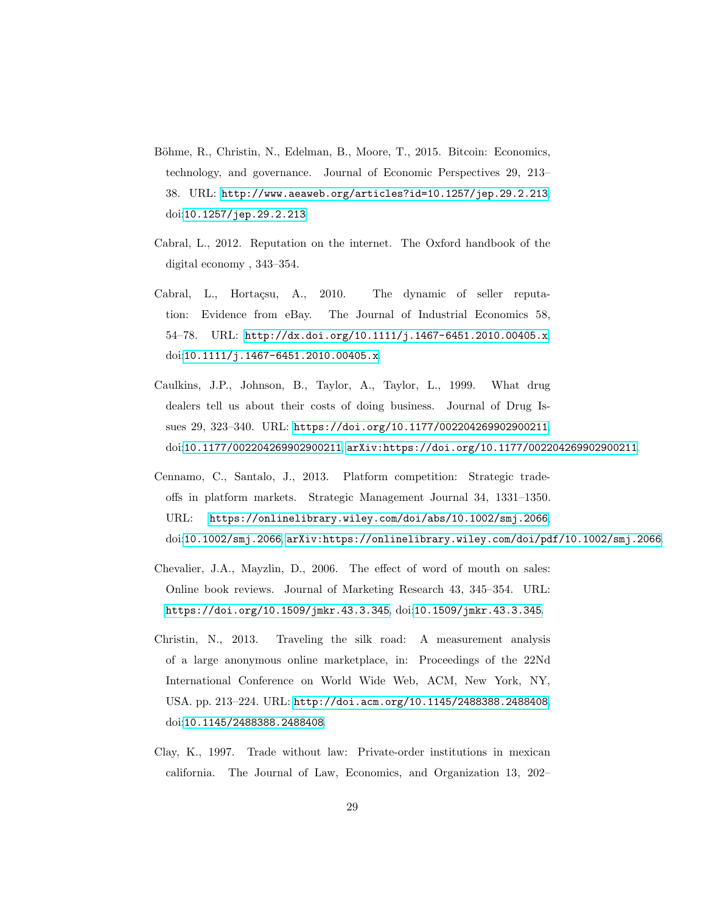Böhme, R., Christin, N., Edelman, B., Moore, T., 2015. Bitcoin: Economics, technology, and governance. Journal of Economic Perspectives 29, 213–38. URL: http://www.aeaweb.org/articles?id=10.1257/jep.29.2.213, doi:10.1257/jep.29.2.213.

Cabral, L., 2012. Reputation on the internet. The Oxford handbook of the digital economy , 343–354.

Cabral, L., Hortaçsu, A., 2010. The dynamic of seller reputation: Evidence from eBay. The Journal of Industrial Economics 58, 54–78. URL: http://dx.doi.org/10.1111/j.1467-6451.2010.00405.x, doi:10.1111/j.1467-6451.2010.00405.x.

Caulkins, J.P., Johnson, B., Taylor, A., Taylor, L., 1999. What drug dealers tell us about their costs of doing business. Journal of Drug Issues 29, 323–340. URL: https://doi.org/10.1177/002204269902900211, doi:10.1177/002204269902900211, arXiv:https://doi.org/10.1177/002204269902900211.

Cennamo, C., Santalo, J., 2013. Platform competition: Strategic tradeoffs in platform markets. Strategic Management Journal 34, 1331–1350. URL: https://onlinelibrary.wiley.com/doi/abs/10.1002/smj.2066, doi:10.1002/smj.2066, arXiv:https://onlinelibrary.wiley.com/doi/pdf/10.1002/smj.2066.

Chevalier, J.A., Mayzlin, D., 2006. The effect of word of mouth on sales: Online book reviews. Journal of Marketing Research 43, 345–354. URL: https://doi.org/10.1509/jmkr.43.3.345, doi:10.1509/jmkr.43.3.345.

Christin, N., 2013. Traveling the silk road: A measurement analysis of a large anonymous online marketplace, in: Proceedings of the 22Nd International Conference on World Wide Web, ACM, New York, NY, USA. pp. 213–224. URL: http://doi.acm.org/10.1145/2488388.2488408, doi:10.1145/2488388.2488408.

Clay, K., 1997. Trade without law: Private-order institutions in mexican california. The Journal of Law, Economics, and Organization 13, 202–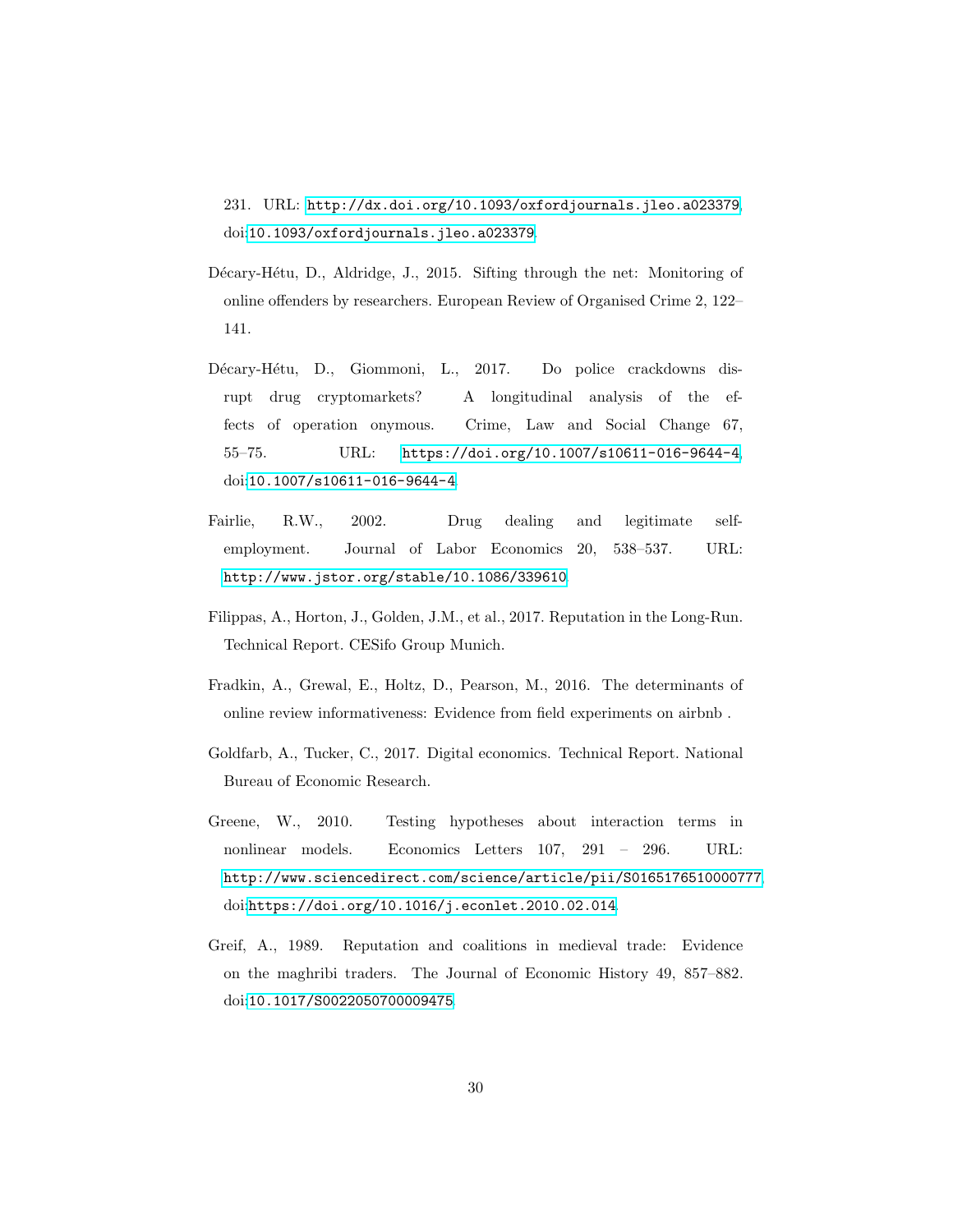231. URL: http://dx.doi.org/10.1093/oxfordjournals.jleo.a023379, doi:10.1093/oxfordjournals.jleo.a023379.

Décary-Hétu, D., Aldridge, J., 2015. Sifting through the net: Monitoring of online offenders by researchers. European Review of Organised Crime 2, 122–141.

Décary-Hétu, D., Giommoni, L., 2017. Do police crackdowns disrupt drug cryptomarkets? A longitudinal analysis of the effects of operation onymous. Crime, Law and Social Change 67, 55–75. URL: https://doi.org/10.1007/s10611-016-9644-4, doi:10.1007/s10611-016-9644-4.

Fairlie, R.W., 2002. Drug dealing and legitimate self-employment. Journal of Labor Economics 20, 538–537. URL: http://www.jstor.org/stable/10.1086/339610.

Filippas, A., Horton, J., Golden, J.M., et al., 2017. Reputation in the Long-Run. Technical Report. CESifo Group Munich.

Fradkin, A., Grewal, E., Holtz, D., Pearson, M., 2016. The determinants of online review informativeness: Evidence from field experiments on airbnb .

Goldfarb, A., Tucker, C., 2017. Digital economics. Technical Report. National Bureau of Economic Research.

Greene, W., 2010. Testing hypotheses about interaction terms in nonlinear models. Economics Letters 107, 291 – 296. URL: http://www.sciencedirect.com/science/article/pii/S0165176510000777, doi:https://doi.org/10.1016/j.econlet.2010.02.014.

Greif, A., 1989. Reputation and coalitions in medieval trade: Evidence on the maghribi traders. The Journal of Economic History 49, 857–882. doi:10.1017/S0022050700009475.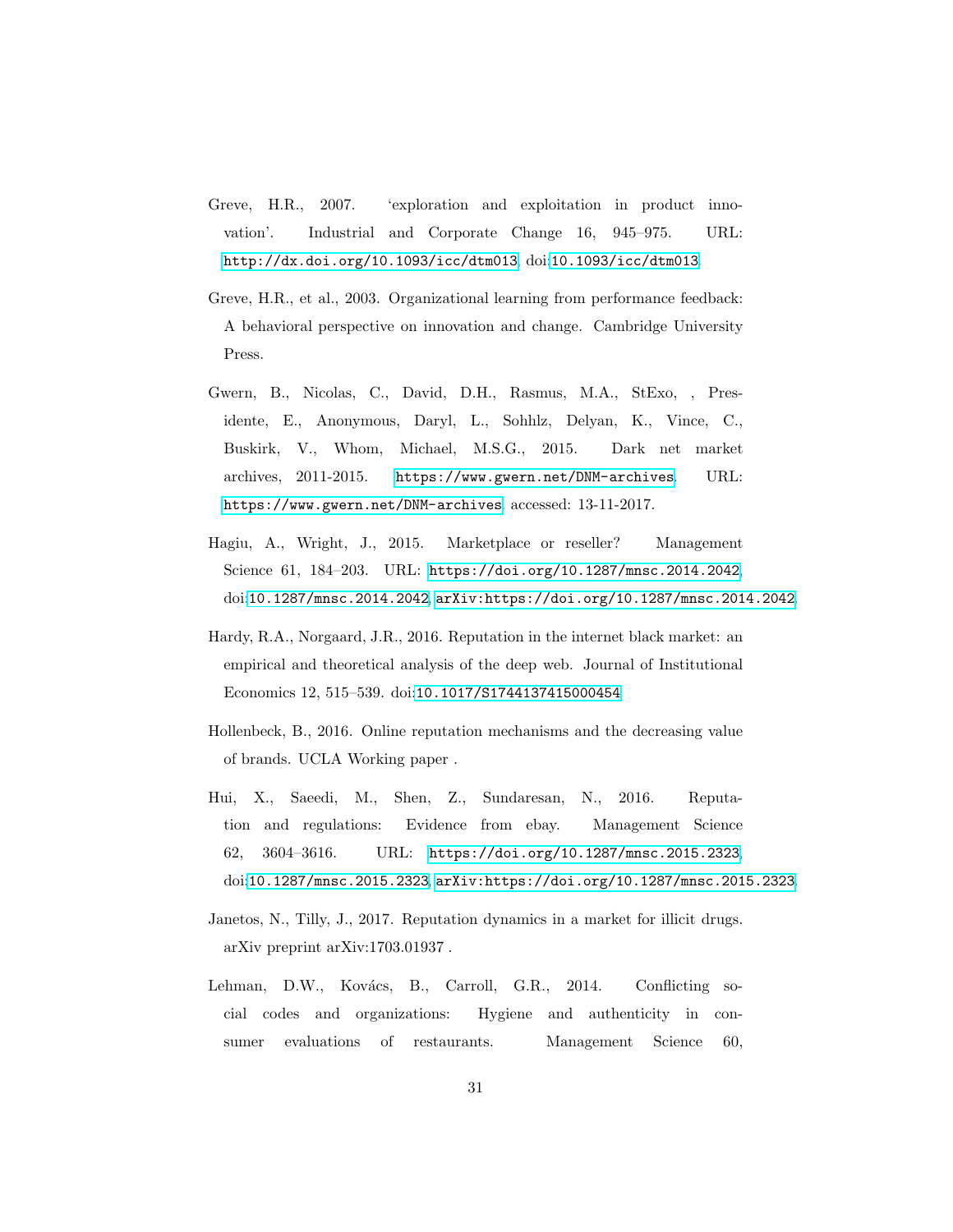Greve, H.R., 2007. 'exploration and exploitation in product innovation'. Industrial and Corporate Change 16, 945–975. URL: http://dx.doi.org/10.1093/icc/dtm013, doi:10.1093/icc/dtm013.

Greve, H.R., et al., 2003. Organizational learning from performance feedback: A behavioral perspective on innovation and change. Cambridge University Press.

Gwern, B., Nicolas, C., David, D.H., Rasmus, M.A., StExo, , Presidente, E., Anonymous, Daryl, L., Sohhlz, Delyan, K., Vince, C., Buskirk, V., Whom, Michael, M.S.G., 2015. Dark net market archives, 2011-2015. https://www.gwern.net/DNM-archives. URL: https://www.gwern.net/DNM-archives. accessed: 13-11-2017.

Hagiu, A., Wright, J., 2015. Marketplace or reseller? Management Science 61, 184–203. URL: https://doi.org/10.1287/mnsc.2014.2042, doi:10.1287/mnsc.2014.2042, arXiv:https://doi.org/10.1287/mnsc.2014.2042.

Hardy, R.A., Norgaard, J.R., 2016. Reputation in the internet black market: an empirical and theoretical analysis of the deep web. Journal of Institutional Economics 12, 515–539. doi:10.1017/S1744137415000454.

Hollenbeck, B., 2016. Online reputation mechanisms and the decreasing value of brands. UCLA Working paper .

Hui, X., Saeedi, M., Shen, Z., Sundaresan, N., 2016. Reputation and regulations: Evidence from ebay. Management Science 62, 3604–3616. URL: https://doi.org/10.1287/mnsc.2015.2323, doi:10.1287/mnsc.2015.2323, arXiv:https://doi.org/10.1287/mnsc.2015.2323.

Janetos, N., Tilly, J., 2017. Reputation dynamics in a market for illicit drugs. arXiv preprint arXiv:1703.01937 .

Lehman, D.W., Kovács, B., Carroll, G.R., 2014. Conflicting social codes and organizations: Hygiene and authenticity in consumer evaluations of restaurants. Management Science 60,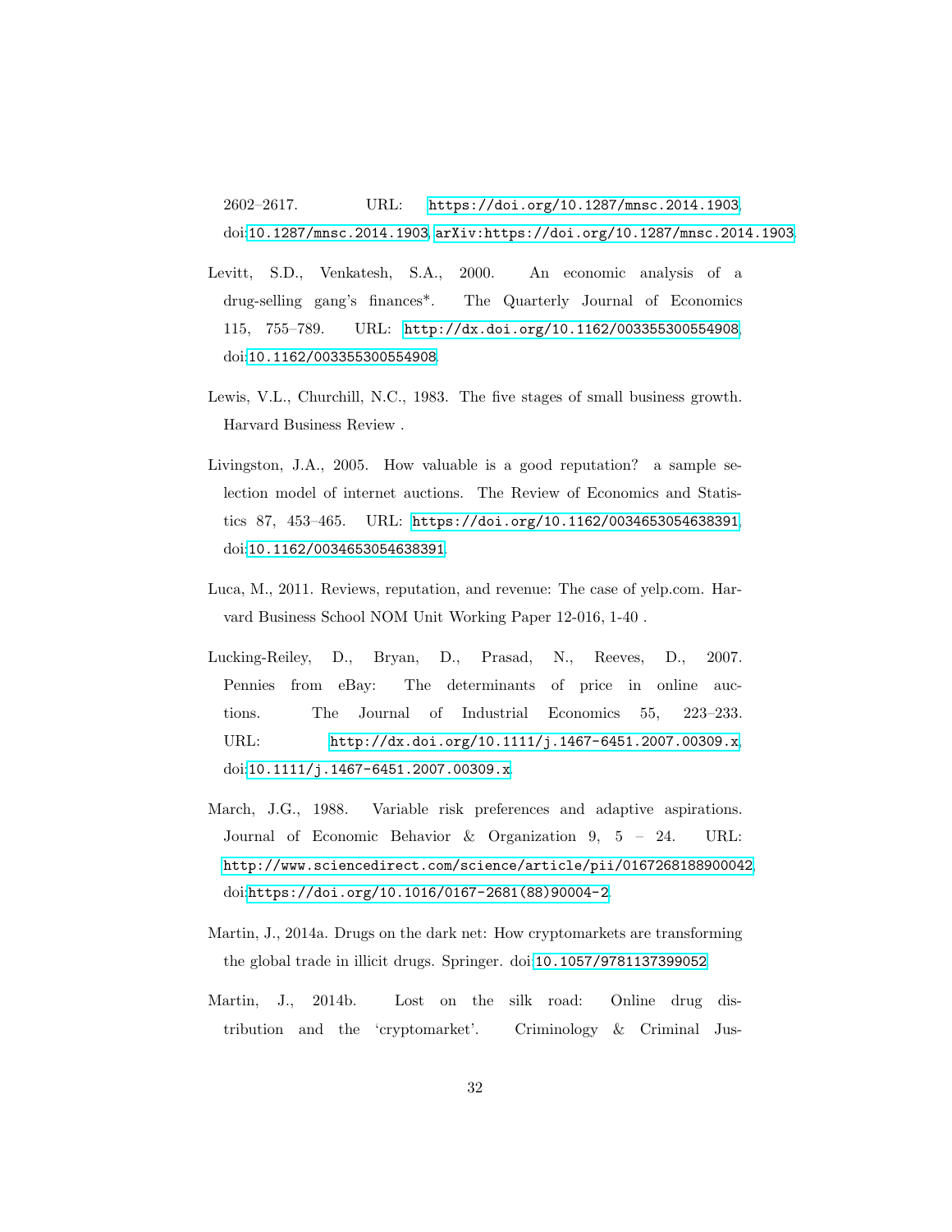2602–2617. URL: https://doi.org/10.1287/mnsc.2014.1903, doi:10.1287/mnsc.2014.1903, arXiv:https://doi.org/10.1287/mnsc.2014.1903.

Levitt, S.D., Venkatesh, S.A., 2000. An economic analysis of a drug-selling gang's finances*. The Quarterly Journal of Economics 115, 755–789. URL: http://dx.doi.org/10.1162/003355300554908, doi:10.1162/003355300554908.

Lewis, V.L., Churchill, N.C., 1983. The five stages of small business growth. Harvard Business Review .

Livingston, J.A., 2005. How valuable is a good reputation? a sample selection model of internet auctions. The Review of Economics and Statistics 87, 453–465. URL: https://doi.org/10.1162/0034653054638391, doi:10.1162/0034653054638391.

Luca, M., 2011. Reviews, reputation, and revenue: The case of yelp.com. Harvard Business School NOM Unit Working Paper 12-016, 1-40 .

Lucking-Reiley, D., Bryan, D., Prasad, N., Reeves, D., 2007. Pennies from eBay: The determinants of price in online auctions. The Journal of Industrial Economics 55, 223–233. URL: http://dx.doi.org/10.1111/j.1467-6451.2007.00309.x, doi:10.1111/j.1467-6451.2007.00309.x.

March, J.G., 1988. Variable risk preferences and adaptive aspirations. Journal of Economic Behavior & Organization 9, 5 – 24. URL: http://www.sciencedirect.com/science/article/pii/0167268188900042, doi:https://doi.org/10.1016/0167-2681(88)90004-2.

Martin, J., 2014a. Drugs on the dark net: How cryptomarkets are transforming the global trade in illicit drugs. Springer. doi:10.1057/9781137399052.

Martin, J., 2014b. Lost on the silk road: Online drug distribution and the 'cryptomarket'. Criminology & Criminal Jus-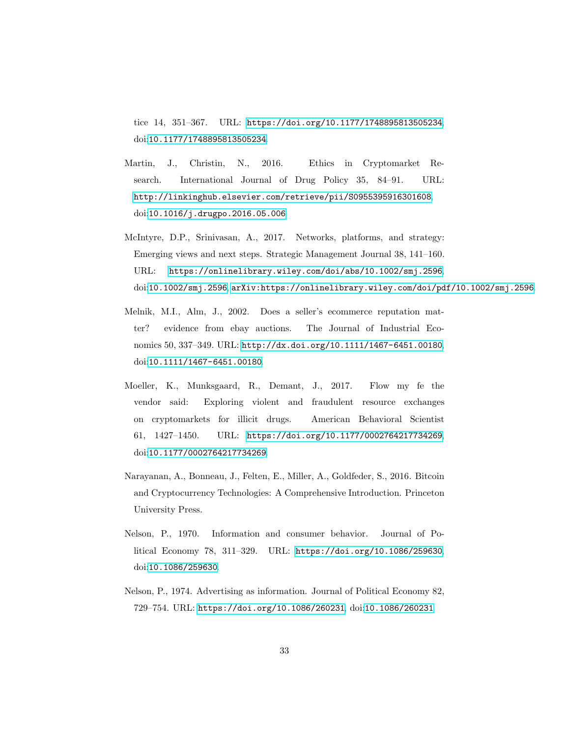tice 14, 351–367. URL: https://doi.org/10.1177/1748895813505234, doi:10.1177/1748895813505234.

Martin, J., Christin, N., 2016. Ethics in Cryptomarket Research. International Journal of Drug Policy 35, 84–91. URL: http://linkinghub.elsevier.com/retrieve/pii/S0955395916301608, doi:10.1016/j.drugpo.2016.05.006.

McIntyre, D.P., Srinivasan, A., 2017. Networks, platforms, and strategy: Emerging views and next steps. Strategic Management Journal 38, 141–160. URL: https://onlinelibrary.wiley.com/doi/abs/10.1002/smj.2596, doi:10.1002/smj.2596, arXiv:https://onlinelibrary.wiley.com/doi/pdf/10.1002/smj.2596.

Melnik, M.I., Alm, J., 2002. Does a seller's ecommerce reputation matter? evidence from ebay auctions. The Journal of Industrial Economics 50, 337–349. URL: http://dx.doi.org/10.1111/1467-6451.00180, doi:10.1111/1467-6451.00180.

Moeller, K., Munksgaard, R., Demant, J., 2017. Flow my fe the vendor said: Exploring violent and fraudulent resource exchanges on cryptomarkets for illicit drugs. American Behavioral Scientist 61, 1427–1450. URL: https://doi.org/10.1177/0002764217734269, doi:10.1177/0002764217734269.

Narayanan, A., Bonneau, J., Felten, E., Miller, A., Goldfeder, S., 2016. Bitcoin and Cryptocurrency Technologies: A Comprehensive Introduction. Princeton University Press.

Nelson, P., 1970. Information and consumer behavior. Journal of Political Economy 78, 311–329. URL: https://doi.org/10.1086/259630, doi:10.1086/259630.

Nelson, P., 1974. Advertising as information. Journal of Political Economy 82, 729–754. URL: https://doi.org/10.1086/260231, doi:10.1086/260231.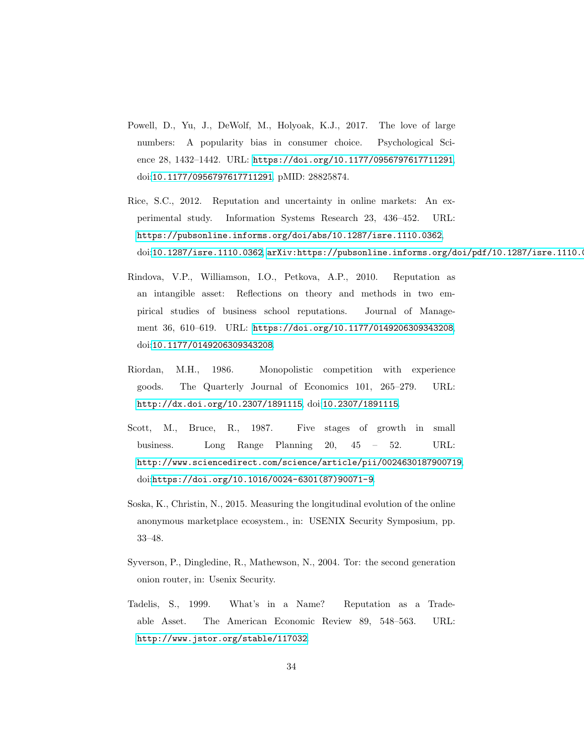Powell, D., Yu, J., DeWolf, M., Holyoak, K.J., 2017. The love of large numbers: A popularity bias in consumer choice. Psychological Science 28, 1432–1442. URL: https://doi.org/10.1177/0956797617711291, doi:10.1177/0956797617711291. pMID: 28825874.

Rice, S.C., 2012. Reputation and uncertainty in online markets: An experimental study. Information Systems Research 23, 436–452. URL: https://pubsonline.informs.org/doi/abs/10.1287/isre.1110.0362, doi:10.1287/isre.1110.0362, arXiv:https://pubsonline.informs.org/doi/pdf/10.1287/isre.1110.0

Rindova, V.P., Williamson, I.O., Petkova, A.P., 2010. Reputation as an intangible asset: Reflections on theory and methods in two empirical studies of business school reputations. Journal of Management 36, 610–619. URL: https://doi.org/10.1177/0149206309343208, doi:10.1177/0149206309343208.

Riordan, M.H., 1986. Monopolistic competition with experience goods. The Quarterly Journal of Economics 101, 265–279. URL: http://dx.doi.org/10.2307/1891115, doi:10.2307/1891115.

Scott, M., Bruce, R., 1987. Five stages of growth in small business. Long Range Planning 20, 45 – 52. URL: http://www.sciencedirect.com/science/article/pii/0024630187900719, doi:https://doi.org/10.1016/0024-6301(87)90071-9.

Soska, K., Christin, N., 2015. Measuring the longitudinal evolution of the online anonymous marketplace ecosystem., in: USENIX Security Symposium, pp. 33–48.

Syverson, P., Dingledine, R., Mathewson, N., 2004. Tor: the second generation onion router, in: Usenix Security.

Tadelis, S., 1999. What's in a Name? Reputation as a Tradeable Asset. The American Economic Review 89, 548–563. URL: http://www.jstor.org/stable/117032.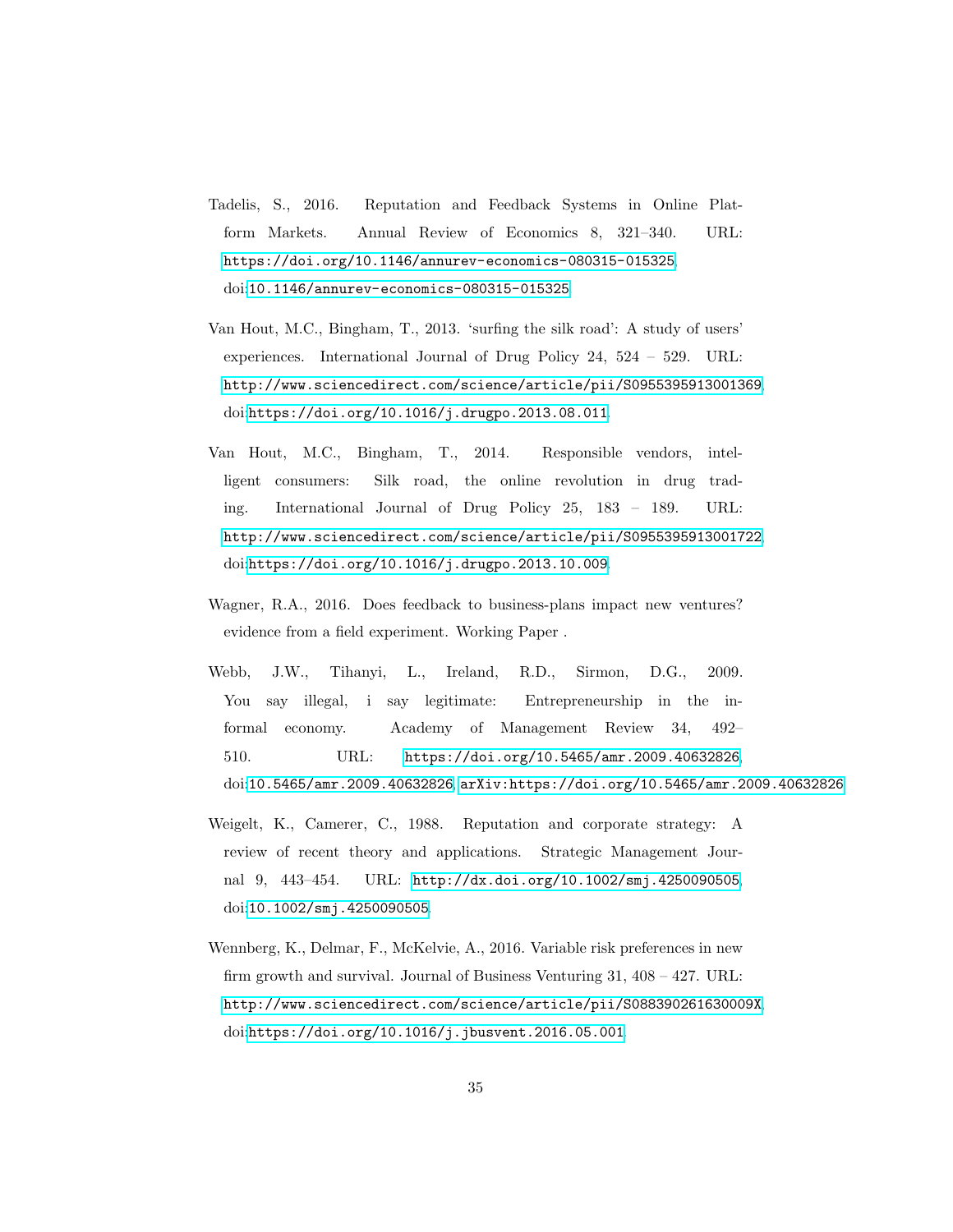Tadelis, S., 2016. Reputation and Feedback Systems in Online Platform Markets. Annual Review of Economics 8, 321–340. URL: https://doi.org/10.1146/annurev-economics-080315-015325, doi:10.1146/annurev-economics-080315-015325.

Van Hout, M.C., Bingham, T., 2013. 'surfing the silk road': A study of users' experiences. International Journal of Drug Policy 24, 524 – 529. URL: http://www.sciencedirect.com/science/article/pii/S0955395913001369, doi:https://doi.org/10.1016/j.drugpo.2013.08.011.

Van Hout, M.C., Bingham, T., 2014. Responsible vendors, intelligent consumers: Silk road, the online revolution in drug trading. International Journal of Drug Policy 25, 183 – 189. URL: http://www.sciencedirect.com/science/article/pii/S0955395913001722, doi:https://doi.org/10.1016/j.drugpo.2013.10.009.

Wagner, R.A., 2016. Does feedback to business-plans impact new ventures? evidence from a field experiment. Working Paper .

Webb, J.W., Tihanyi, L., Ireland, R.D., Sirmon, D.G., 2009. You say illegal, i say legitimate: Entrepreneurship in the informal economy. Academy of Management Review 34, 492–510. URL: https://doi.org/10.5465/amr.2009.40632826, doi:10.5465/amr.2009.40632826, arXiv:https://doi.org/10.5465/amr.2009.40632826.

Weigelt, K., Camerer, C., 1988. Reputation and corporate strategy: A review of recent theory and applications. Strategic Management Journal 9, 443–454. URL: http://dx.doi.org/10.1002/smj.4250090505, doi:10.1002/smj.4250090505.

Wennberg, K., Delmar, F., McKelvie, A., 2016. Variable risk preferences in new firm growth and survival. Journal of Business Venturing 31, 408 – 427. URL: http://www.sciencedirect.com/science/article/pii/S088390261630009X, doi:https://doi.org/10.1016/j.jbusvent.2016.05.001.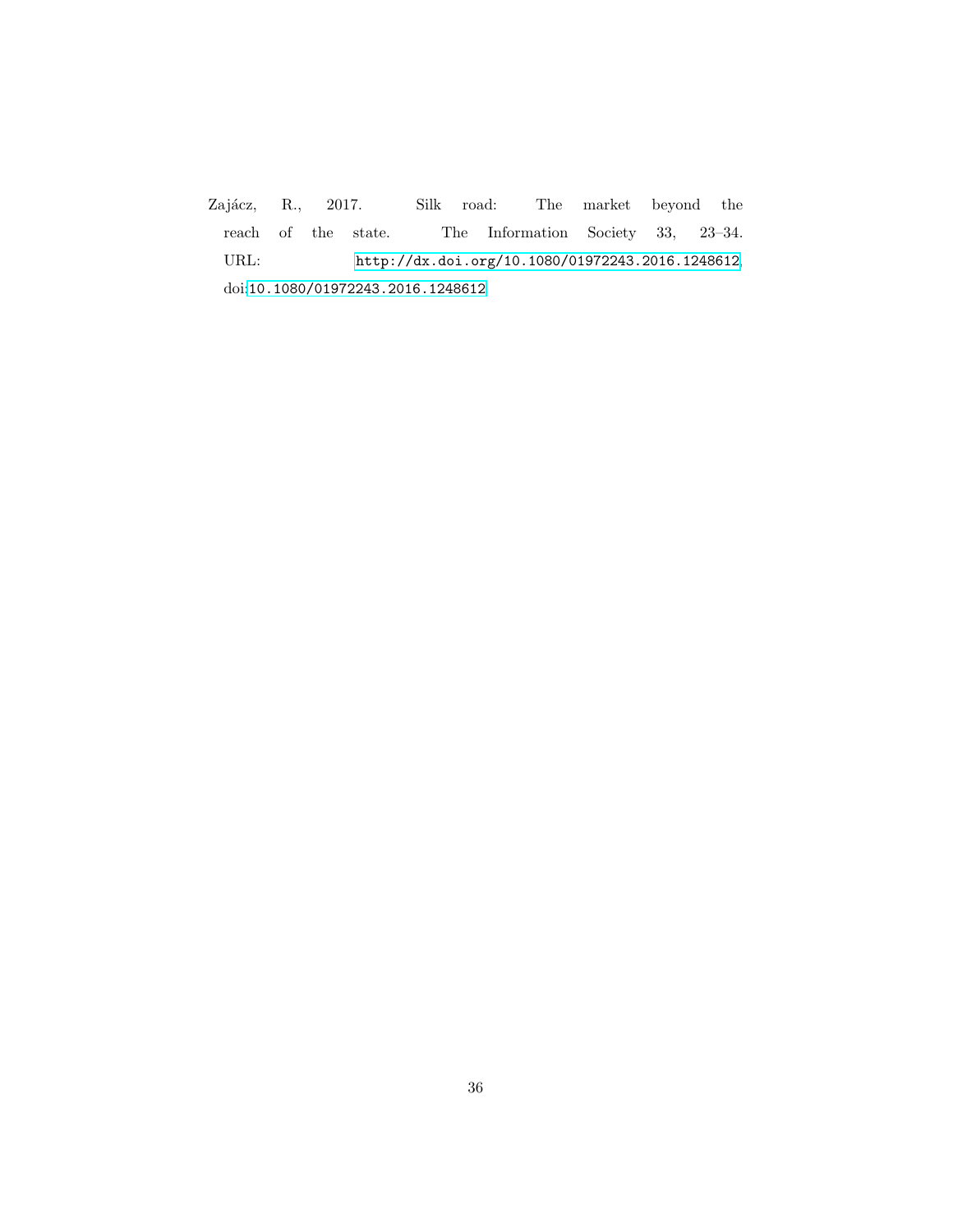Zajácz, R., 2017. Silk road: The market beyond the reach of the state. The Information Society 33, 23–34. URL: http://dx.doi.org/10.1080/01972243.2016.1248612, doi:10.1080/01972243.2016.1248612.